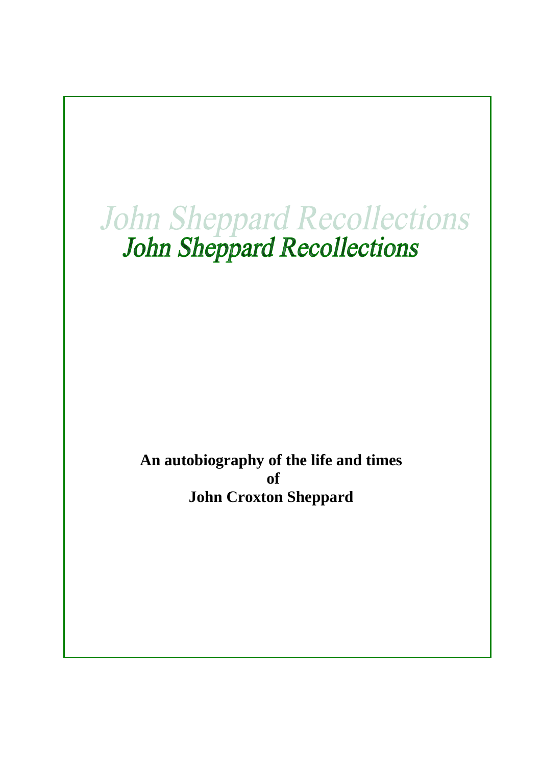# John Sheppard Recollections

**An autobiography of the life and times**
**of**
**John Croxton Sheppard**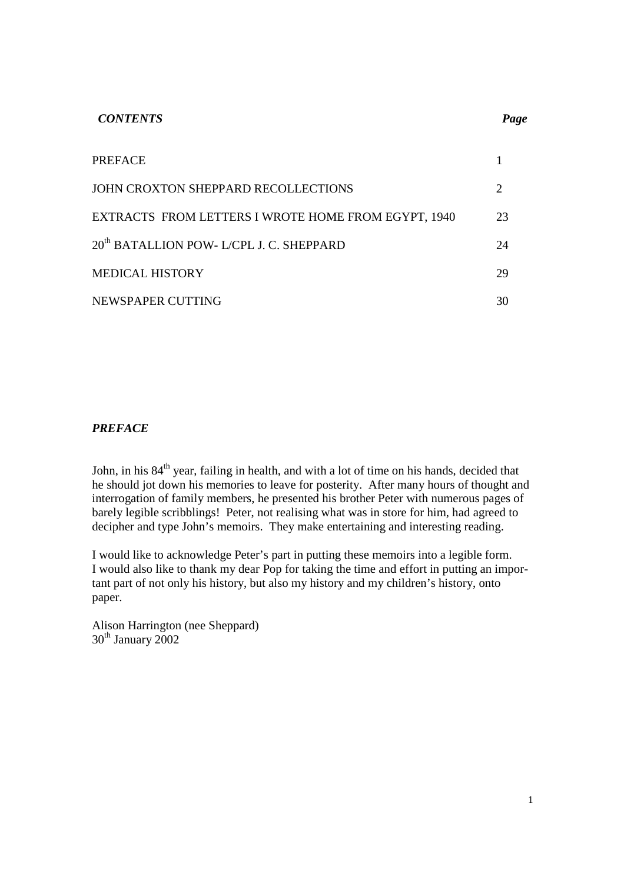***CONTENTS*** ***Page***

| | |
|---|---|
| PREFACE | 1 |
| JOHN CROXTON SHEPPARD RECOLLECTIONS | 2 |
| EXTRACTS FROM LETTERS I WROTE HOME FROM EGYPT, 1940 | 23 |
| 20th BATALLION POW- L/CPL J. C. SHEPPARD | 24 |
| MEDICAL HISTORY | 29 |
| NEWSPAPER CUTTING | 30 |

## ***PREFACE***

John, in his 84th year, failing in health, and with a lot of time on his hands, decided that he should jot down his memories to leave for posterity. After many hours of thought and interrogation of family members, he presented his brother Peter with numerous pages of barely legible scribblings! Peter, not realising what was in store for him, had agreed to decipher and type John's memoirs. They make entertaining and interesting reading.

I would like to acknowledge Peter's part in putting these memoirs into a legible form. I would also like to thank my dear Pop for taking the time and effort in putting an important part of not only his history, but also my history and my children's history, onto paper.

Alison Harrington (nee Sheppard)
30th January 2002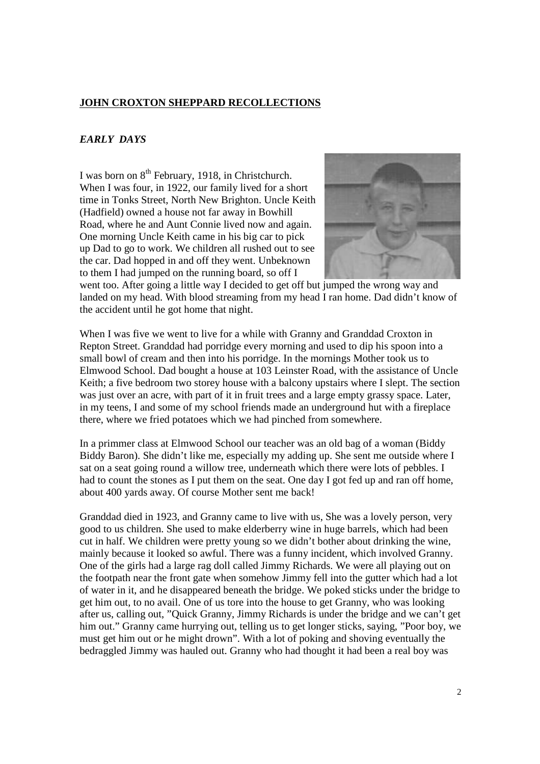**JOHN CROXTON SHEPPARD RECOLLECTIONS**

## *EARLY DAYS*

I was born on 8th February, 1918, in Christchurch. When I was four, in 1922, our family lived for a short time in Tonks Street, North New Brighton. Uncle Keith (Hadfield) owned a house not far away in Bowhill Road, where he and Aunt Connie lived now and again. One morning Uncle Keith came in his big car to pick up Dad to go to work. We children all rushed out to see the car. Dad hopped in and off they went. Unbeknown to them I had jumped on the running board, so off I went too. After going a little way I decided to get off but jumped the wrong way and landed on my head. With blood streaming from my head I ran home. Dad didn't know of the accident until he got home that night.

When I was five we went to live for a while with Granny and Granddad Croxton in Repton Street. Granddad had porridge every morning and used to dip his spoon into a small bowl of cream and then into his porridge. In the mornings Mother took us to Elmwood School. Dad bought a house at 103 Leinster Road, with the assistance of Uncle Keith; a five bedroom two storey house with a balcony upstairs where I slept. The section was just over an acre, with part of it in fruit trees and a large empty grassy space. Later, in my teens, I and some of my school friends made an underground hut with a fireplace there, where we fried potatoes which we had pinched from somewhere.

In a primmer class at Elmwood School our teacher was an old bag of a woman (Biddy Biddy Baron). She didn't like me, especially my adding up. She sent me outside where I sat on a seat going round a willow tree, underneath which there were lots of pebbles. I had to count the stones as I put them on the seat. One day I got fed up and ran off home, about 400 yards away. Of course Mother sent me back!

Granddad died in 1923, and Granny came to live with us, She was a lovely person, very good to us children. She used to make elderberry wine in huge barrels, which had been cut in half. We children were pretty young so we didn't bother about drinking the wine, mainly because it looked so awful. There was a funny incident, which involved Granny. One of the girls had a large rag doll called Jimmy Richards. We were all playing out on the footpath near the front gate when somehow Jimmy fell into the gutter which had a lot of water in it, and he disappeared beneath the bridge. We poked sticks under the bridge to get him out, to no avail. One of us tore into the house to get Granny, who was looking after us, calling out, "Quick Granny, Jimmy Richards is under the bridge and we can't get him out." Granny came hurrying out, telling us to get longer sticks, saying, "Poor boy, we must get him out or he might drown". With a lot of poking and shoving eventually the bedraggled Jimmy was hauled out. Granny who had thought it had been a real boy was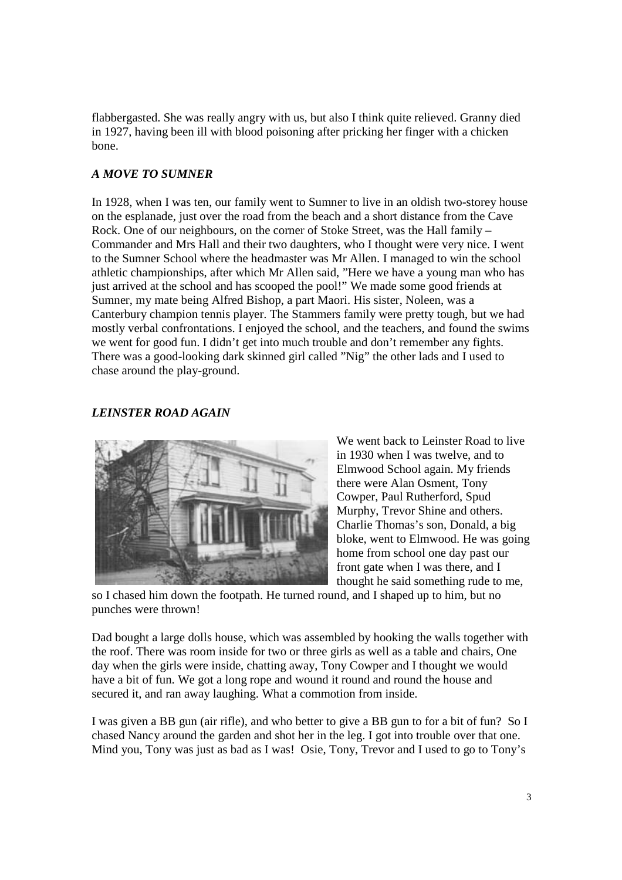flabbergasted. She was really angry with us, but also I think quite relieved. Granny died in 1927, having been ill with blood poisoning after pricking her finger with a chicken bone.

### *A MOVE TO SUMNER*

In 1928, when I was ten, our family went to Sumner to live in an oldish two-storey house on the esplanade, just over the road from the beach and a short distance from the Cave Rock. One of our neighbours, on the corner of Stoke Street, was the Hall family – Commander and Mrs Hall and their two daughters, who I thought were very nice. I went to the Sumner School where the headmaster was Mr Allen. I managed to win the school athletic championships, after which Mr Allen said, "Here we have a young man who has just arrived at the school and has scooped the pool!" We made some good friends at Sumner, my mate being Alfred Bishop, a part Maori. His sister, Noleen, was a Canterbury champion tennis player. The Stammers family were pretty tough, but we had mostly verbal confrontations. I enjoyed the school, and the teachers, and found the swims we went for good fun. I didn't get into much trouble and don't remember any fights. There was a good-looking dark skinned girl called "Nig" the other lads and I used to chase around the play-ground.

### *LEINSTER ROAD AGAIN*

We went back to Leinster Road to live in 1930 when I was twelve, and to Elmwood School again. My friends there were Alan Osment, Tony Cowper, Paul Rutherford, Spud Murphy, Trevor Shine and others. Charlie Thomas's son, Donald, a big bloke, went to Elmwood. He was going home from school one day past our front gate when I was there, and I thought he said something rude to me, so I chased him down the footpath. He turned round, and I shaped up to him, but no punches were thrown!

Dad bought a large dolls house, which was assembled by hooking the walls together with the roof. There was room inside for two or three girls as well as a table and chairs, One day when the girls were inside, chatting away, Tony Cowper and I thought we would have a bit of fun. We got a long rope and wound it round and round the house and secured it, and ran away laughing. What a commotion from inside.

I was given a BB gun (air rifle), and who better to give a BB gun to for a bit of fun? So I chased Nancy around the garden and shot her in the leg. I got into trouble over that one. Mind you, Tony was just as bad as I was! Osie, Tony, Trevor and I used to go to Tony's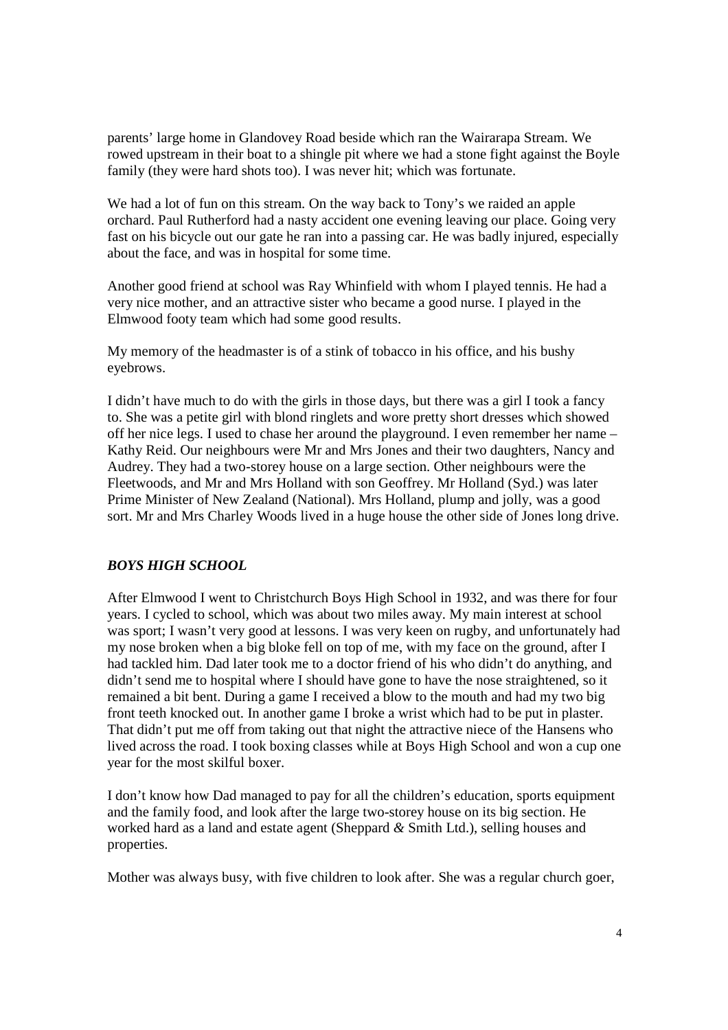parents' large home in Glandovey Road beside which ran the Wairarapa Stream. We rowed upstream in their boat to a shingle pit where we had a stone fight against the Boyle family (they were hard shots too). I was never hit; which was fortunate.

We had a lot of fun on this stream. On the way back to Tony's we raided an apple orchard. Paul Rutherford had a nasty accident one evening leaving our place. Going very fast on his bicycle out our gate he ran into a passing car. He was badly injured, especially about the face, and was in hospital for some time.

Another good friend at school was Ray Whinfield with whom I played tennis. He had a very nice mother, and an attractive sister who became a good nurse. I played in the Elmwood footy team which had some good results.

My memory of the headmaster is of a stink of tobacco in his office, and his bushy eyebrows.

I didn't have much to do with the girls in those days, but there was a girl I took a fancy to. She was a petite girl with blond ringlets and wore pretty short dresses which showed off her nice legs. I used to chase her around the playground. I even remember her name – Kathy Reid. Our neighbours were Mr and Mrs Jones and their two daughters, Nancy and Audrey. They had a two-storey house on a large section. Other neighbours were the Fleetwoods, and Mr and Mrs Holland with son Geoffrey. Mr Holland (Syd.) was later Prime Minister of New Zealand (National). Mrs Holland, plump and jolly, was a good sort. Mr and Mrs Charley Woods lived in a huge house the other side of Jones long drive.

## *BOYS HIGH SCHOOL*

After Elmwood I went to Christchurch Boys High School in 1932, and was there for four years. I cycled to school, which was about two miles away. My main interest at school was sport; I wasn't very good at lessons. I was very keen on rugby, and unfortunately had my nose broken when a big bloke fell on top of me, with my face on the ground, after I had tackled him. Dad later took me to a doctor friend of his who didn't do anything, and didn't send me to hospital where I should have gone to have the nose straightened, so it remained a bit bent. During a game I received a blow to the mouth and had my two big front teeth knocked out. In another game I broke a wrist which had to be put in plaster. That didn't put me off from taking out that night the attractive niece of the Hansens who lived across the road. I took boxing classes while at Boys High School and won a cup one year for the most skilful boxer.

I don't know how Dad managed to pay for all the children's education, sports equipment and the family food, and look after the large two-storey house on its big section. He worked hard as a land and estate agent (Sheppard *&* Smith Ltd.), selling houses and properties.

Mother was always busy, with five children to look after. She was a regular church goer,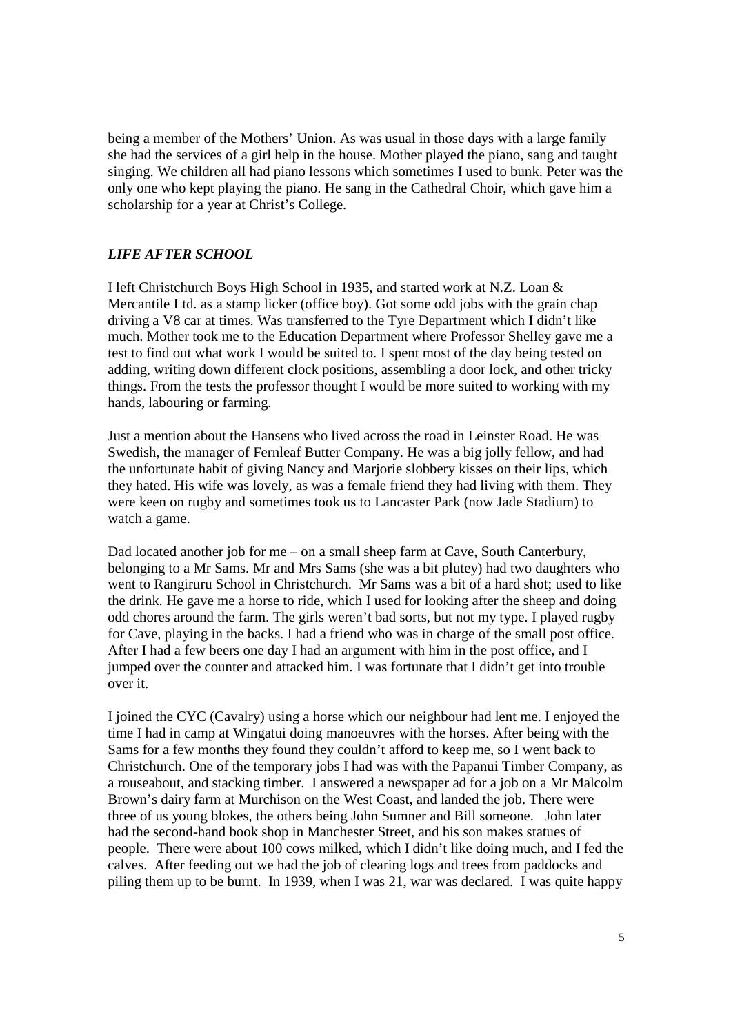being a member of the Mothers' Union. As was usual in those days with a large family she had the services of a girl help in the house. Mother played the piano, sang and taught singing. We children all had piano lessons which sometimes I used to bunk. Peter was the only one who kept playing the piano. He sang in the Cathedral Choir, which gave him a scholarship for a year at Christ's College.

### *LIFE AFTER SCHOOL*

I left Christchurch Boys High School in 1935, and started work at N.Z. Loan & Mercantile Ltd. as a stamp licker (office boy). Got some odd jobs with the grain chap driving a V8 car at times. Was transferred to the Tyre Department which I didn't like much. Mother took me to the Education Department where Professor Shelley gave me a test to find out what work I would be suited to. I spent most of the day being tested on adding, writing down different clock positions, assembling a door lock, and other tricky things. From the tests the professor thought I would be more suited to working with my hands, labouring or farming.

Just a mention about the Hansens who lived across the road in Leinster Road. He was Swedish, the manager of Fernleaf Butter Company. He was a big jolly fellow, and had the unfortunate habit of giving Nancy and Marjorie slobbery kisses on their lips, which they hated. His wife was lovely, as was a female friend they had living with them. They were keen on rugby and sometimes took us to Lancaster Park (now Jade Stadium) to watch a game.

Dad located another job for me – on a small sheep farm at Cave, South Canterbury, belonging to a Mr Sams. Mr and Mrs Sams (she was a bit plutey) had two daughters who went to Rangiruru School in Christchurch. Mr Sams was a bit of a hard shot; used to like the drink. He gave me a horse to ride, which I used for looking after the sheep and doing odd chores around the farm. The girls weren't bad sorts, but not my type. I played rugby for Cave, playing in the backs. I had a friend who was in charge of the small post office. After I had a few beers one day I had an argument with him in the post office, and I jumped over the counter and attacked him. I was fortunate that I didn't get into trouble over it.

I joined the CYC (Cavalry) using a horse which our neighbour had lent me. I enjoyed the time I had in camp at Wingatui doing manoeuvres with the horses. After being with the Sams for a few months they found they couldn't afford to keep me, so I went back to Christchurch. One of the temporary jobs I had was with the Papanui Timber Company, as a rouseabout, and stacking timber. I answered a newspaper ad for a job on a Mr Malcolm Brown's dairy farm at Murchison on the West Coast, and landed the job. There were three of us young blokes, the others being John Sumner and Bill someone. John later had the second-hand book shop in Manchester Street, and his son makes statues of people. There were about 100 cows milked, which I didn't like doing much, and I fed the calves. After feeding out we had the job of clearing logs and trees from paddocks and piling them up to be burnt. In 1939, when I was 21, war was declared. I was quite happy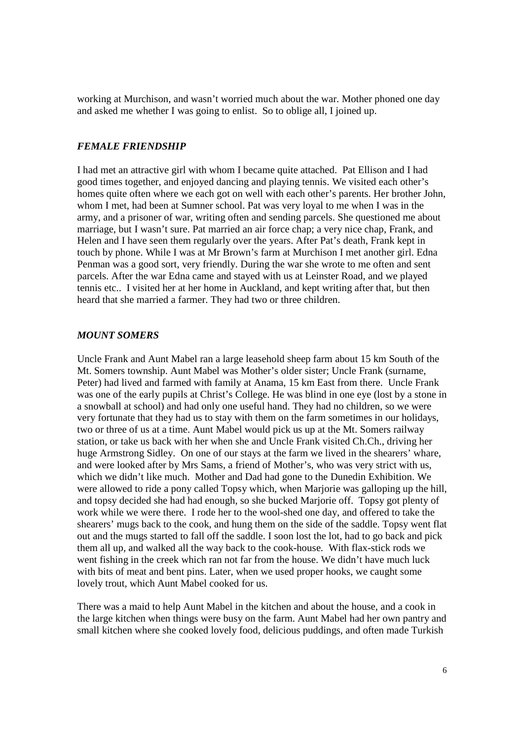working at Murchison, and wasn't worried much about the war. Mother phoned one day and asked me whether I was going to enlist. So to oblige all, I joined up.

### *FEMALE FRIENDSHIP*

I had met an attractive girl with whom I became quite attached. Pat Ellison and I had good times together, and enjoyed dancing and playing tennis. We visited each other's homes quite often where we each got on well with each other's parents. Her brother John, whom I met, had been at Sumner school. Pat was very loyal to me when I was in the army, and a prisoner of war, writing often and sending parcels. She questioned me about marriage, but I wasn't sure. Pat married an air force chap; a very nice chap, Frank, and Helen and I have seen them regularly over the years. After Pat's death, Frank kept in touch by phone. While I was at Mr Brown's farm at Murchison I met another girl. Edna Penman was a good sort, very friendly. During the war she wrote to me often and sent parcels. After the war Edna came and stayed with us at Leinster Road, and we played tennis etc.. I visited her at her home in Auckland, and kept writing after that, but then heard that she married a farmer. They had two or three children.

### *MOUNT SOMERS*

Uncle Frank and Aunt Mabel ran a large leasehold sheep farm about 15 km South of the Mt. Somers township. Aunt Mabel was Mother's older sister; Uncle Frank (surname, Peter) had lived and farmed with family at Anama, 15 km East from there. Uncle Frank was one of the early pupils at Christ's College. He was blind in one eye (lost by a stone in a snowball at school) and had only one useful hand. They had no children, so we were very fortunate that they had us to stay with them on the farm sometimes in our holidays, two or three of us at a time. Aunt Mabel would pick us up at the Mt. Somers railway station, or take us back with her when she and Uncle Frank visited Ch.Ch., driving her huge Armstrong Sidley. On one of our stays at the farm we lived in the shearers' whare, and were looked after by Mrs Sams, a friend of Mother's, who was very strict with us, which we didn't like much. Mother and Dad had gone to the Dunedin Exhibition. We were allowed to ride a pony called Topsy which, when Marjorie was galloping up the hill, and topsy decided she had had enough, so she bucked Marjorie off. Topsy got plenty of work while we were there. I rode her to the wool-shed one day, and offered to take the shearers' mugs back to the cook, and hung them on the side of the saddle. Topsy went flat out and the mugs started to fall off the saddle. I soon lost the lot, had to go back and pick them all up, and walked all the way back to the cook-house. With flax-stick rods we went fishing in the creek which ran not far from the house. We didn't have much luck with bits of meat and bent pins. Later, when we used proper hooks, we caught some lovely trout, which Aunt Mabel cooked for us.

There was a maid to help Aunt Mabel in the kitchen and about the house, and a cook in the large kitchen when things were busy on the farm. Aunt Mabel had her own pantry and small kitchen where she cooked lovely food, delicious puddings, and often made Turkish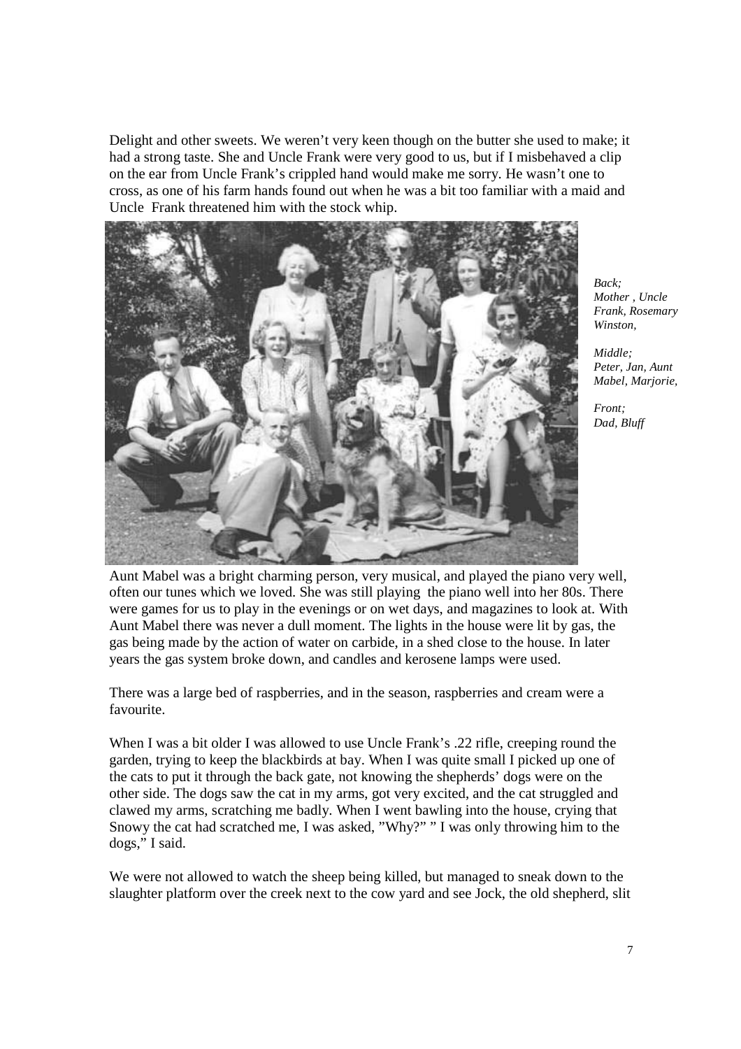Delight and other sweets. We weren't very keen though on the butter she used to make; it had a strong taste. She and Uncle Frank were very good to us, but if I misbehaved a clip on the ear from Uncle Frank's crippled hand would make me sorry. He wasn't one to cross, as one of his farm hands found out when he was a bit too familiar with a maid and Uncle Frank threatened him with the stock whip.

*Back; Mother , Uncle Frank, Rosemary Winston,*

*Middle; Peter, Jan, Aunt Mabel, Marjorie,*

*Front; Dad, Bluff*

Aunt Mabel was a bright charming person, very musical, and played the piano very well, often our tunes which we loved. She was still playing the piano well into her 80s. There were games for us to play in the evenings or on wet days, and magazines to look at. With Aunt Mabel there was never a dull moment. The lights in the house were lit by gas, the gas being made by the action of water on carbide, in a shed close to the house. In later years the gas system broke down, and candles and kerosene lamps were used.

There was a large bed of raspberries, and in the season, raspberries and cream were a favourite.

When I was a bit older I was allowed to use Uncle Frank's .22 rifle, creeping round the garden, trying to keep the blackbirds at bay. When I was quite small I picked up one of the cats to put it through the back gate, not knowing the shepherds' dogs were on the other side. The dogs saw the cat in my arms, got very excited, and the cat struggled and clawed my arms, scratching me badly. When I went bawling into the house, crying that Snowy the cat had scratched me, I was asked, "Why?" " I was only throwing him to the dogs," I said.

We were not allowed to watch the sheep being killed, but managed to sneak down to the slaughter platform over the creek next to the cow yard and see Jock, the old shepherd, slit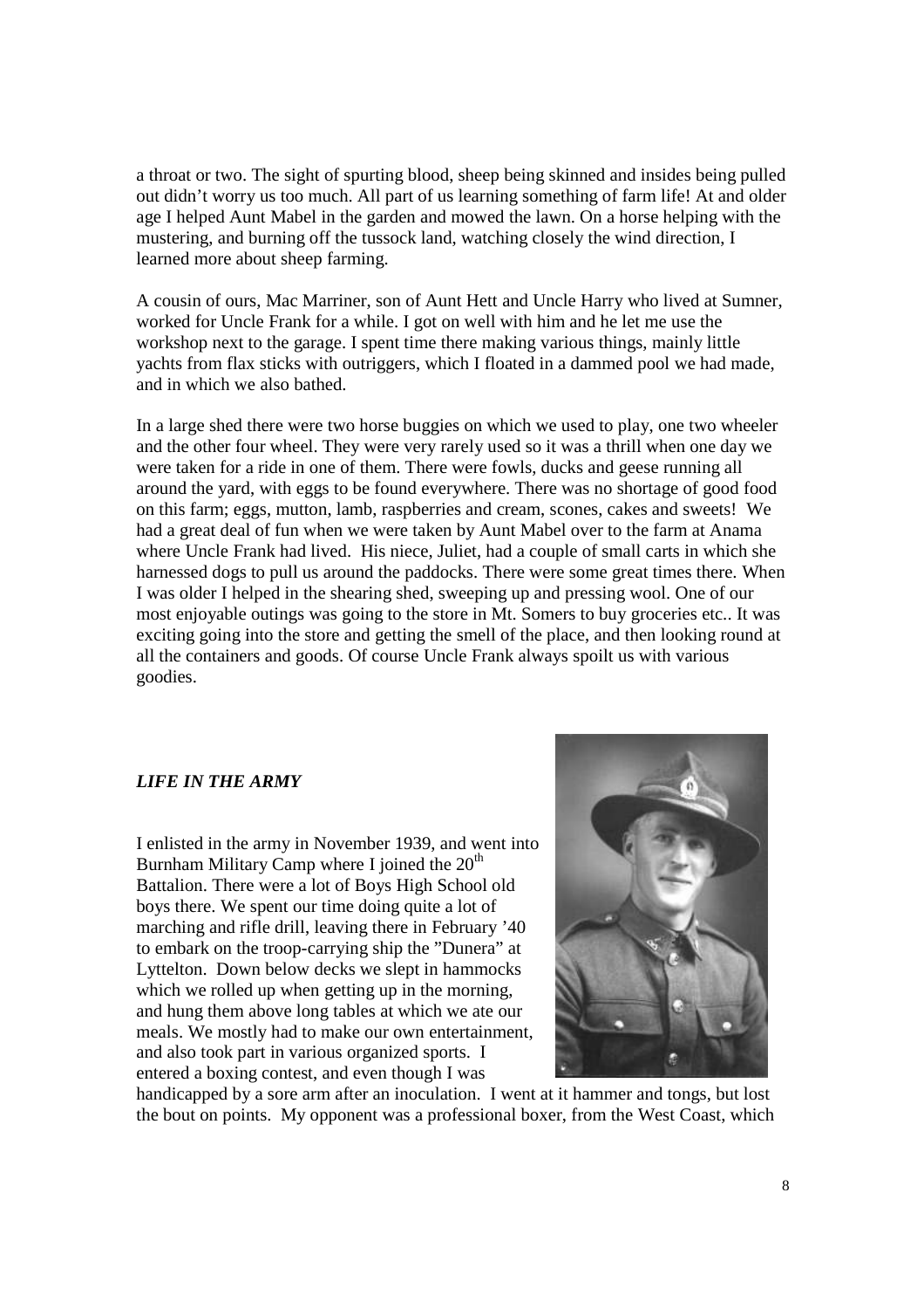a throat or two. The sight of spurting blood, sheep being skinned and insides being pulled out didn't worry us too much. All part of us learning something of farm life! At and older age I helped Aunt Mabel in the garden and mowed the lawn. On a horse helping with the mustering, and burning off the tussock land, watching closely the wind direction, I learned more about sheep farming.

A cousin of ours, Mac Marriner, son of Aunt Hett and Uncle Harry who lived at Sumner, worked for Uncle Frank for a while. I got on well with him and he let me use the workshop next to the garage. I spent time there making various things, mainly little yachts from flax sticks with outriggers, which I floated in a dammed pool we had made, and in which we also bathed.

In a large shed there were two horse buggies on which we used to play, one two wheeler and the other four wheel. They were very rarely used so it was a thrill when one day we were taken for a ride in one of them. There were fowls, ducks and geese running all around the yard, with eggs to be found everywhere. There was no shortage of good food on this farm; eggs, mutton, lamb, raspberries and cream, scones, cakes and sweets! We had a great deal of fun when we were taken by Aunt Mabel over to the farm at Anama where Uncle Frank had lived. His niece, Juliet, had a couple of small carts in which she harnessed dogs to pull us around the paddocks. There were some great times there. When I was older I helped in the shearing shed, sweeping up and pressing wool. One of our most enjoyable outings was going to the store in Mt. Somers to buy groceries etc.. It was exciting going into the store and getting the smell of the place, and then looking round at all the containers and goods. Of course Uncle Frank always spoilt us with various goodies.

### *LIFE IN THE ARMY*

I enlisted in the army in November 1939, and went into Burnham Military Camp where I joined the 20th Battalion. There were a lot of Boys High School old boys there. We spent our time doing quite a lot of marching and rifle drill, leaving there in February '40 to embark on the troop-carrying ship the "Dunera" at Lyttelton. Down below decks we slept in hammocks which we rolled up when getting up in the morning, and hung them above long tables at which we ate our meals. We mostly had to make our own entertainment, and also took part in various organized sports. I entered a boxing contest, and even though I was handicapped by a sore arm after an inoculation. I went at it hammer and tongs, but lost the bout on points. My opponent was a professional boxer, from the West Coast, which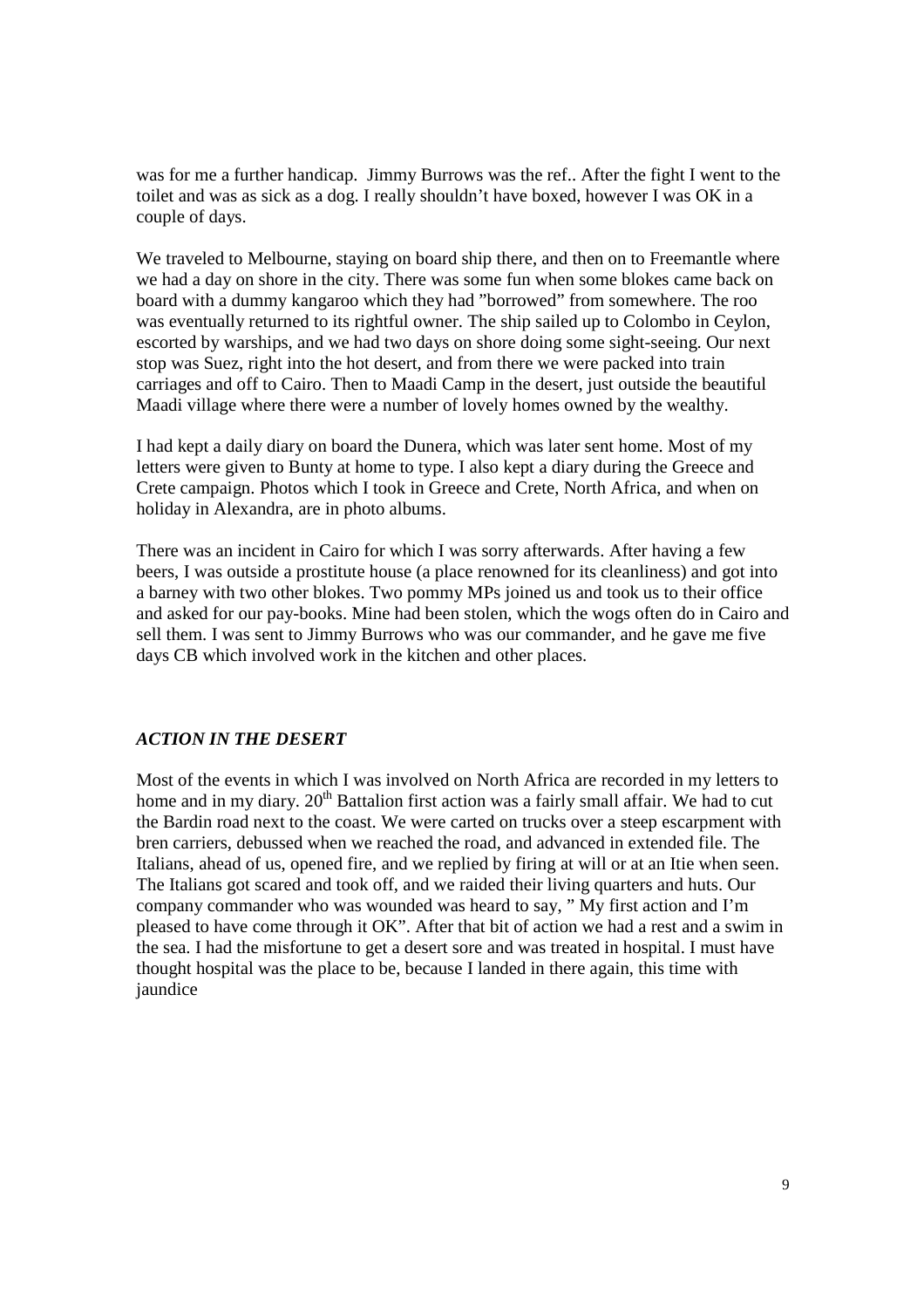was for me a further handicap. Jimmy Burrows was the ref.. After the fight I went to the toilet and was as sick as a dog. I really shouldn't have boxed, however I was OK in a couple of days.

We traveled to Melbourne, staying on board ship there, and then on to Freemantle where we had a day on shore in the city. There was some fun when some blokes came back on board with a dummy kangaroo which they had "borrowed" from somewhere. The roo was eventually returned to its rightful owner. The ship sailed up to Colombo in Ceylon, escorted by warships, and we had two days on shore doing some sight-seeing. Our next stop was Suez, right into the hot desert, and from there we were packed into train carriages and off to Cairo. Then to Maadi Camp in the desert, just outside the beautiful Maadi village where there were a number of lovely homes owned by the wealthy.

I had kept a daily diary on board the Dunera, which was later sent home. Most of my letters were given to Bunty at home to type. I also kept a diary during the Greece and Crete campaign. Photos which I took in Greece and Crete, North Africa, and when on holiday in Alexandra, are in photo albums.

There was an incident in Cairo for which I was sorry afterwards. After having a few beers, I was outside a prostitute house (a place renowned for its cleanliness) and got into a barney with two other blokes. Two pommy MPs joined us and took us to their office and asked for our pay-books. Mine had been stolen, which the wogs often do in Cairo and sell them. I was sent to Jimmy Burrows who was our commander, and he gave me five days CB which involved work in the kitchen and other places.

### *ACTION IN THE DESERT*

Most of the events in which I was involved on North Africa are recorded in my letters to home and in my diary. 20th Battalion first action was a fairly small affair. We had to cut the Bardin road next to the coast. We were carted on trucks over a steep escarpment with bren carriers, debussed when we reached the road, and advanced in extended file. The Italians, ahead of us, opened fire, and we replied by firing at will or at an Itie when seen. The Italians got scared and took off, and we raided their living quarters and huts. Our company commander who was wounded was heard to say, " My first action and I'm pleased to have come through it OK". After that bit of action we had a rest and a swim in the sea. I had the misfortune to get a desert sore and was treated in hospital. I must have thought hospital was the place to be, because I landed in there again, this time with jaundice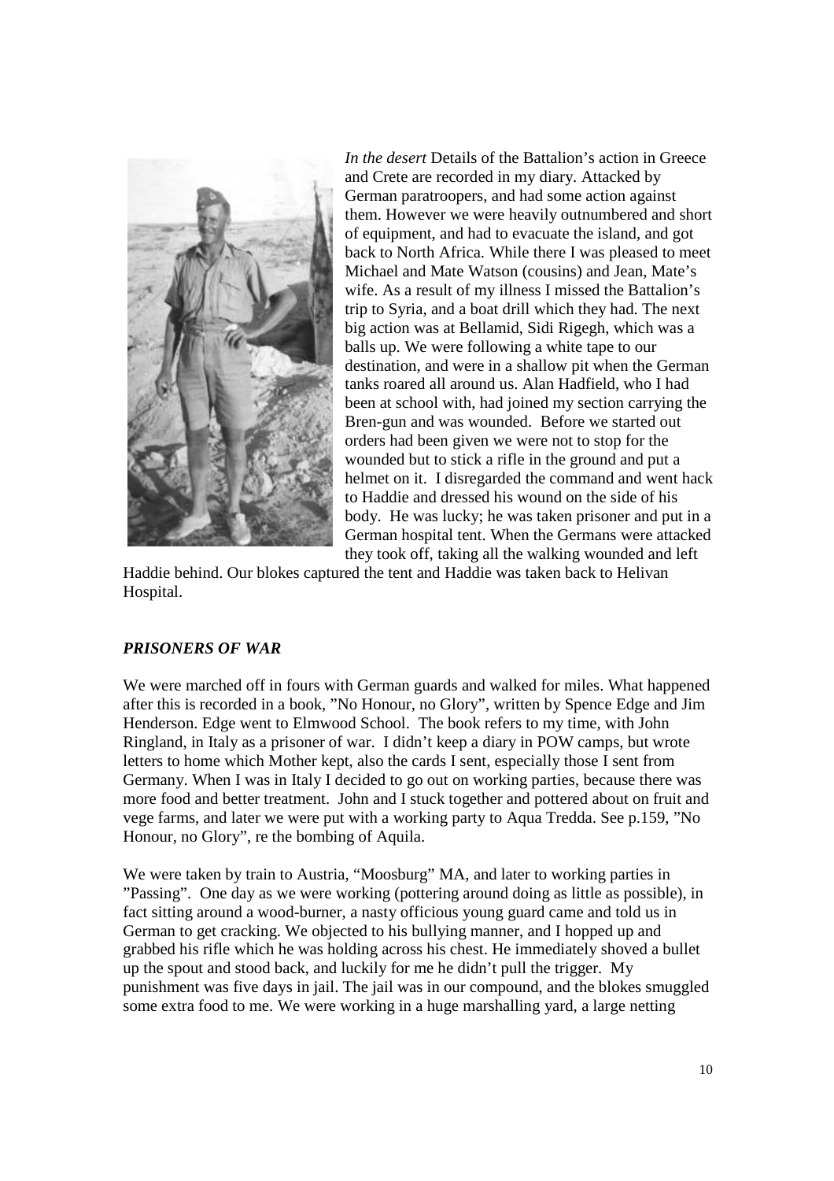*In the desert* Details of the Battalion's action in Greece and Crete are recorded in my diary. Attacked by German paratroopers, and had some action against them. However we were heavily outnumbered and short of equipment, and had to evacuate the island, and got back to North Africa. While there I was pleased to meet Michael and Mate Watson (cousins) and Jean, Mate's wife. As a result of my illness I missed the Battalion's trip to Syria, and a boat drill which they had. The next big action was at Bellamid, Sidi Rigegh, which was a balls up. We were following a white tape to our destination, and were in a shallow pit when the German tanks roared all around us. Alan Hadfield, who I had been at school with, had joined my section carrying the Bren-gun and was wounded. Before we started out orders had been given we were not to stop for the wounded but to stick a rifle in the ground and put a helmet on it. I disregarded the command and went hack to Haddie and dressed his wound on the side of his body. He was lucky; he was taken prisoner and put in a German hospital tent. When the Germans were attacked they took off, taking all the walking wounded and left Haddie behind. Our blokes captured the tent and Haddie was taken back to Helivan Hospital.

### *PRISONERS OF WAR*

We were marched off in fours with German guards and walked for miles. What happened after this is recorded in a book, "No Honour, no Glory", written by Spence Edge and Jim Henderson. Edge went to Elmwood School. The book refers to my time, with John Ringland, in Italy as a prisoner of war. I didn't keep a diary in POW camps, but wrote letters to home which Mother kept, also the cards I sent, especially those I sent from Germany. When I was in Italy I decided to go out on working parties, because there was more food and better treatment. John and I stuck together and pottered about on fruit and vege farms, and later we were put with a working party to Aqua Tredda. See p.159, "No Honour, no Glory", re the bombing of Aquila.

We were taken by train to Austria, "Moosburg" MA, and later to working parties in "Passing". One day as we were working (pottering around doing as little as possible), in fact sitting around a wood-burner, a nasty officious young guard came and told us in German to get cracking. We objected to his bullying manner, and I hopped up and grabbed his rifle which he was holding across his chest. He immediately shoved a bullet up the spout and stood back, and luckily for me he didn't pull the trigger. My punishment was five days in jail. The jail was in our compound, and the blokes smuggled some extra food to me. We were working in a huge marshalling yard, a large netting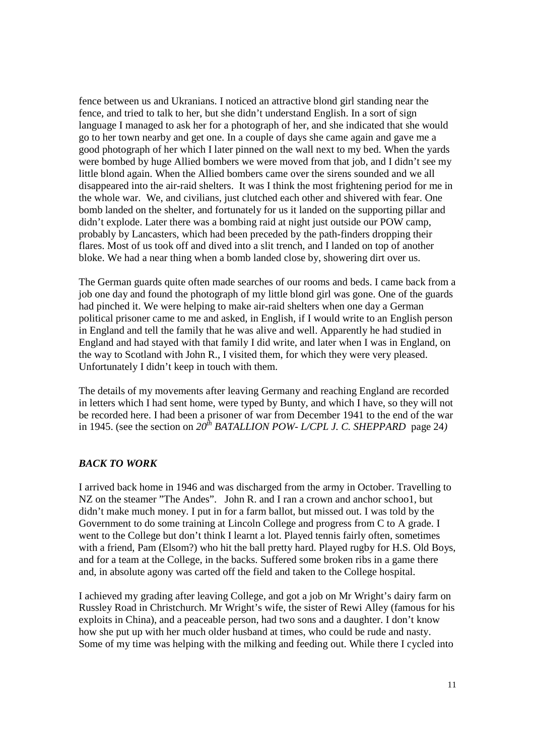fence between us and Ukranians. I noticed an attractive blond girl standing near the fence, and tried to talk to her, but she didn't understand English. In a sort of sign language I managed to ask her for a photograph of her, and she indicated that she would go to her town nearby and get one. In a couple of days she came again and gave me a good photograph of her which I later pinned on the wall next to my bed. When the yards were bombed by huge Allied bombers we were moved from that job, and I didn't see my little blond again. When the Allied bombers came over the sirens sounded and we all disappeared into the air-raid shelters. It was I think the most frightening period for me in the whole war. We, and civilians, just clutched each other and shivered with fear. One bomb landed on the shelter, and fortunately for us it landed on the supporting pillar and didn't explode. Later there was a bombing raid at night just outside our POW camp, probably by Lancasters, which had been preceded by the path-finders dropping their flares. Most of us took off and dived into a slit trench, and I landed on top of another bloke. We had a near thing when a bomb landed close by, showering dirt over us.

The German guards quite often made searches of our rooms and beds. I came back from a job one day and found the photograph of my little blond girl was gone. One of the guards had pinched it. We were helping to make air-raid shelters when one day a German political prisoner came to me and asked, in English, if I would write to an English person in England and tell the family that he was alive and well. Apparently he had studied in England and had stayed with that family I did write, and later when I was in England, on the way to Scotland with John R., I visited them, for which they were very pleased. Unfortunately I didn't keep in touch with them.

The details of my movements after leaving Germany and reaching England are recorded in letters which I had sent home, were typed by Bunty, and which I have, so they will not be recorded here. I had been a prisoner of war from December 1941 to the end of the war in 1945. (see the section on *20th BATALLION POW- L/CPL J. C. SHEPPARD* page 24*)*

### *BACK TO WORK*

I arrived back home in 1946 and was discharged from the army in October. Travelling to NZ on the steamer "The Andes". John R. and I ran a crown and anchor schoo1, but didn't make much money. I put in for a farm ballot, but missed out. I was told by the Government to do some training at Lincoln College and progress from C to A grade. I went to the College but don't think I learnt a lot. Played tennis fairly often, sometimes with a friend, Pam (Elsom?) who hit the ball pretty hard. Played rugby for H.S. Old Boys, and for a team at the College, in the backs. Suffered some broken ribs in a game there and, in absolute agony was carted off the field and taken to the College hospital.

I achieved my grading after leaving College, and got a job on Mr Wright's dairy farm on Russley Road in Christchurch. Mr Wright's wife, the sister of Rewi Alley (famous for his exploits in China), and a peaceable person, had two sons and a daughter. I don't know how she put up with her much older husband at times, who could be rude and nasty. Some of my time was helping with the milking and feeding out. While there I cycled into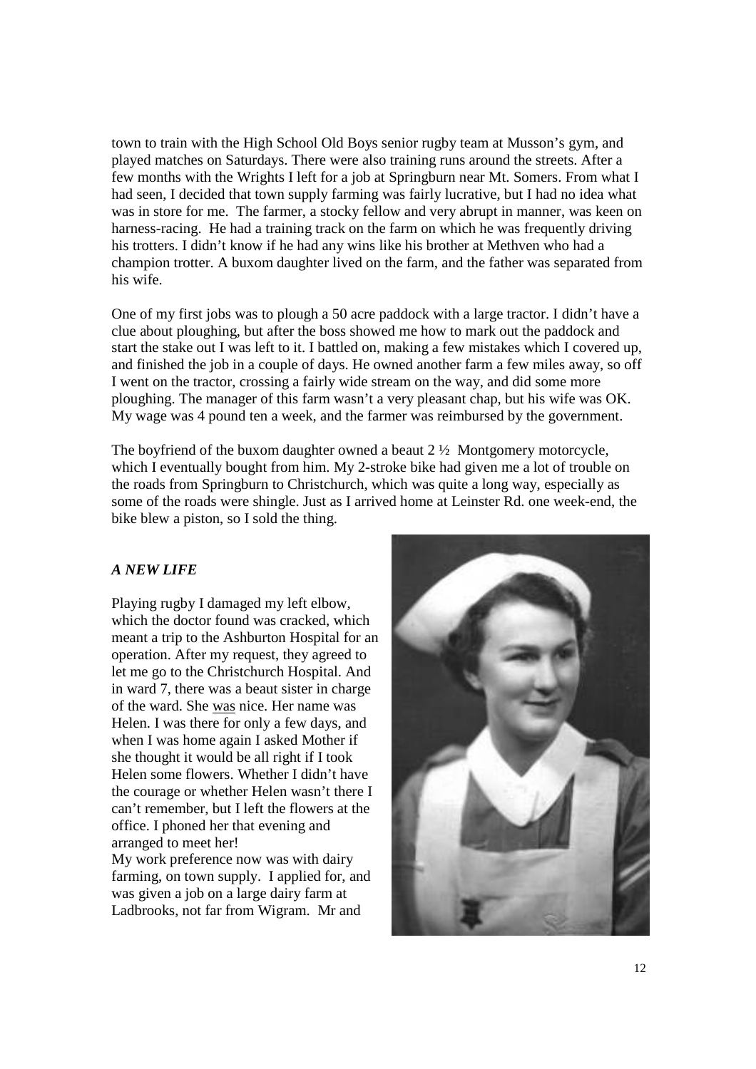town to train with the High School Old Boys senior rugby team at Musson's gym, and played matches on Saturdays. There were also training runs around the streets. After a few months with the Wrights I left for a job at Springburn near Mt. Somers. From what I had seen, I decided that town supply farming was fairly lucrative, but I had no idea what was in store for me. The farmer, a stocky fellow and very abrupt in manner, was keen on harness-racing. He had a training track on the farm on which he was frequently driving his trotters. I didn't know if he had any wins like his brother at Methven who had a champion trotter. A buxom daughter lived on the farm, and the father was separated from his wife.

One of my first jobs was to plough a 50 acre paddock with a large tractor. I didn't have a clue about ploughing, but after the boss showed me how to mark out the paddock and start the stake out I was left to it. I battled on, making a few mistakes which I covered up, and finished the job in a couple of days. He owned another farm a few miles away, so off I went on the tractor, crossing a fairly wide stream on the way, and did some more ploughing. The manager of this farm wasn't a very pleasant chap, but his wife was OK. My wage was 4 pound ten a week, and the farmer was reimbursed by the government.

The boyfriend of the buxom daughter owned a beaut 2 ½ Montgomery motorcycle, which I eventually bought from him. My 2-stroke bike had given me a lot of trouble on the roads from Springburn to Christchurch, which was quite a long way, especially as some of the roads were shingle. Just as I arrived home at Leinster Rd. one week-end, the bike blew a piston, so I sold the thing.

### *A NEW LIFE*

Playing rugby I damaged my left elbow, which the doctor found was cracked, which meant a trip to the Ashburton Hospital for an operation. After my request, they agreed to let me go to the Christchurch Hospital. And in ward 7, there was a beaut sister in charge of the ward. She <u>was</u> nice. Her name was Helen. I was there for only a few days, and when I was home again I asked Mother if she thought it would be all right if I took Helen some flowers. Whether I didn't have the courage or whether Helen wasn't there I can't remember, but I left the flowers at the office. I phoned her that evening and arranged to meet her!

My work preference now was with dairy farming, on town supply. I applied for, and was given a job on a large dairy farm at Ladbrooks, not far from Wigram. Mr and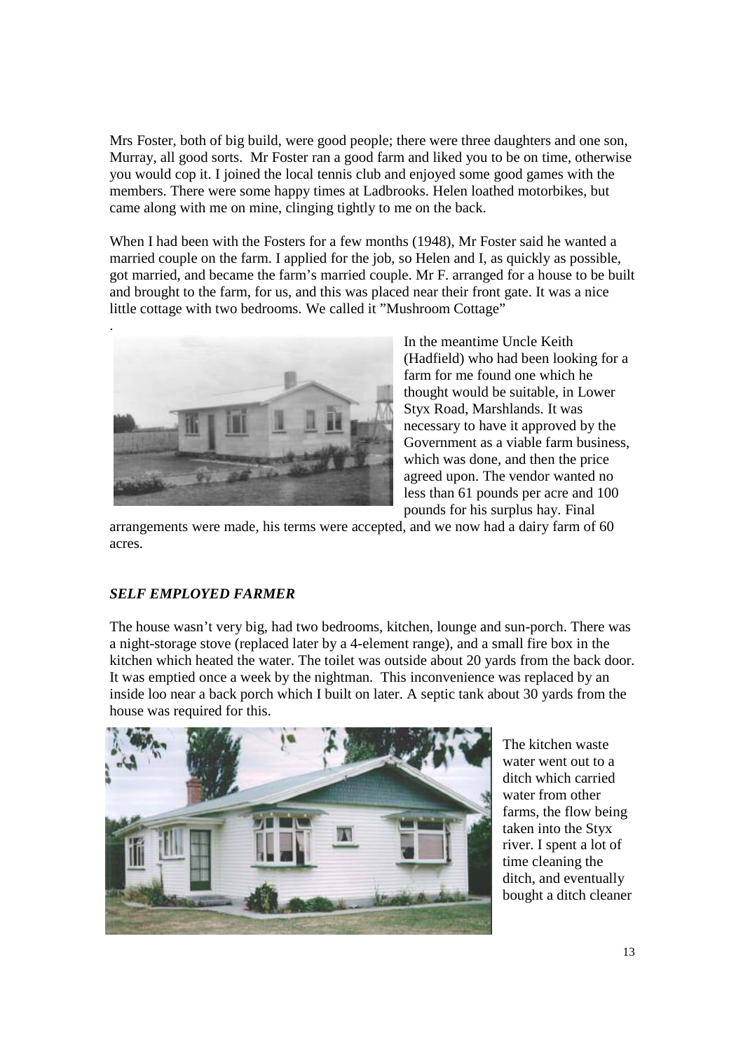Mrs Foster, both of big build, were good people; there were three daughters and one son, Murray, all good sorts. Mr Foster ran a good farm and liked you to be on time, otherwise you would cop it. I joined the local tennis club and enjoyed some good games with the members. There were some happy times at Ladbrooks. Helen loathed motorbikes, but came along with me on mine, clinging tightly to me on the back.

When I had been with the Fosters for a few months (1948), Mr Foster said he wanted a married couple on the farm. I applied for the job, so Helen and I, as quickly as possible, got married, and became the farm's married couple. Mr F. arranged for a house to be built and brought to the farm, for us, and this was placed near their front gate. It was a nice little cottage with two bedrooms. We called it "Mushroom Cottage"

.

In the meantime Uncle Keith (Hadfield) who had been looking for a farm for me found one which he thought would be suitable, in Lower Styx Road, Marshlands. It was necessary to have it approved by the Government as a viable farm business, which was done, and then the price agreed upon. The vendor wanted no less than 61 pounds per acre and 100 pounds for his surplus hay. Final arrangements were made, his terms were accepted, and we now had a dairy farm of 60 acres.

### *SELF EMPLOYED FARMER*

The house wasn't very big, had two bedrooms, kitchen, lounge and sun-porch. There was a night-storage stove (replaced later by a 4-element range), and a small fire box in the kitchen which heated the water. The toilet was outside about 20 yards from the back door. It was emptied once a week by the nightman. This inconvenience was replaced by an inside loo near a back porch which I built on later. A septic tank about 30 yards from the house was required for this.

The kitchen waste water went out to a ditch which carried water from other farms, the flow being taken into the Styx river. I spent a lot of time cleaning the ditch, and eventually bought a ditch cleaner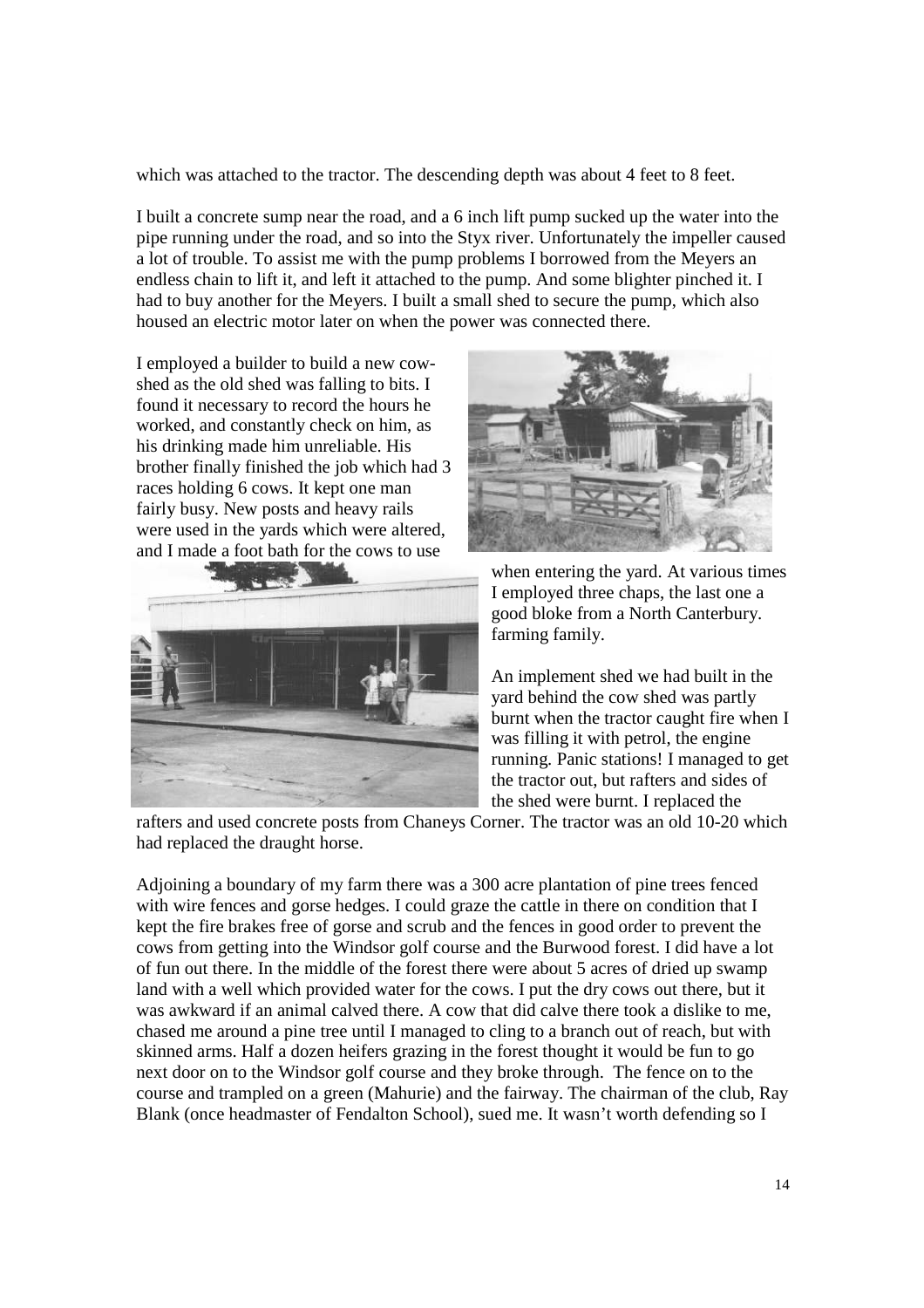which was attached to the tractor. The descending depth was about 4 feet to 8 feet.

I built a concrete sump near the road, and a 6 inch lift pump sucked up the water into the pipe running under the road, and so into the Styx river. Unfortunately the impeller caused a lot of trouble. To assist me with the pump problems I borrowed from the Meyers an endless chain to lift it, and left it attached to the pump. And some blighter pinched it. I had to buy another for the Meyers. I built a small shed to secure the pump, which also housed an electric motor later on when the power was connected there.

I employed a builder to build a new cow-shed as the old shed was falling to bits. I found it necessary to record the hours he worked, and constantly check on him, as his drinking made him unreliable. His brother finally finished the job which had 3 races holding 6 cows. It kept one man fairly busy. New posts and heavy rails were used in the yards which were altered, and I made a foot bath for the cows to use when entering the yard. At various times I employed three chaps, the last one a good bloke from a North Canterbury. farming family.

An implement shed we had built in the yard behind the cow shed was partly burnt when the tractor caught fire when I was filling it with petrol, the engine running. Panic stations! I managed to get the tractor out, but rafters and sides of the shed were burnt. I replaced the rafters and used concrete posts from Chaneys Corner. The tractor was an old 10-20 which had replaced the draught horse.

Adjoining a boundary of my farm there was a 300 acre plantation of pine trees fenced with wire fences and gorse hedges. I could graze the cattle in there on condition that I kept the fire brakes free of gorse and scrub and the fences in good order to prevent the cows from getting into the Windsor golf course and the Burwood forest. I did have a lot of fun out there. In the middle of the forest there were about 5 acres of dried up swamp land with a well which provided water for the cows. I put the dry cows out there, but it was awkward if an animal calved there. A cow that did calve there took a dislike to me, chased me around a pine tree until I managed to cling to a branch out of reach, but with skinned arms. Half a dozen heifers grazing in the forest thought it would be fun to go next door on to the Windsor golf course and they broke through. The fence on to the course and trampled on a green (Mahurie) and the fairway. The chairman of the club, Ray Blank (once headmaster of Fendalton School), sued me. It wasn't worth defending so I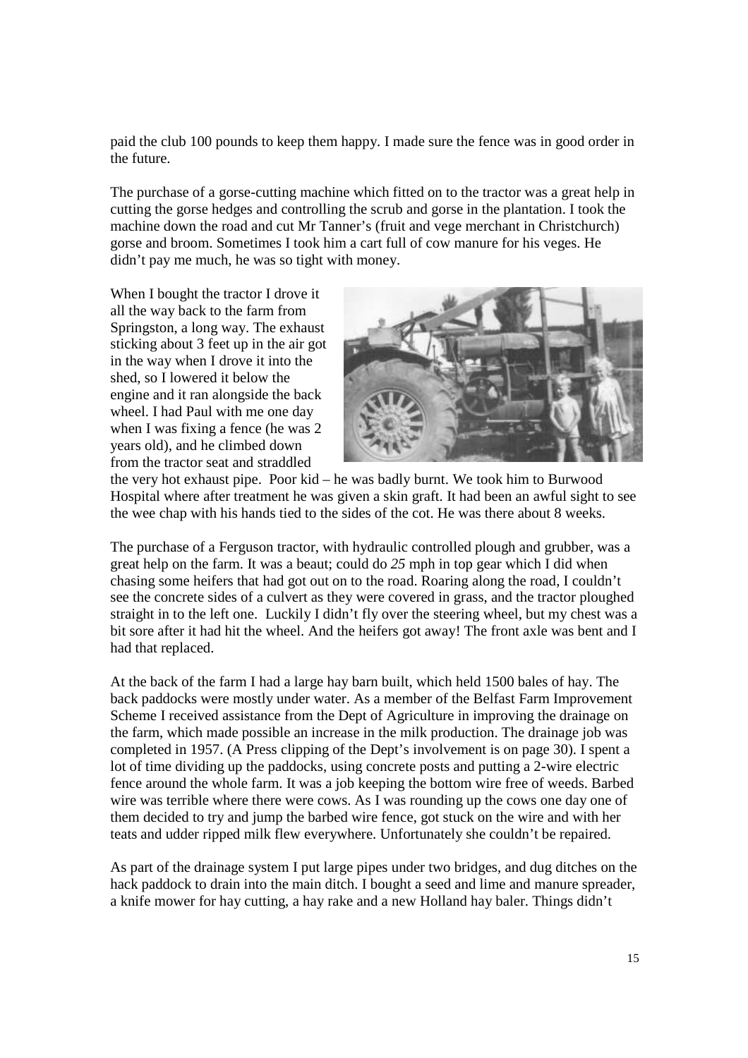paid the club 100 pounds to keep them happy. I made sure the fence was in good order in the future.

The purchase of a gorse-cutting machine which fitted on to the tractor was a great help in cutting the gorse hedges and controlling the scrub and gorse in the plantation. I took the machine down the road and cut Mr Tanner's (fruit and vege merchant in Christchurch) gorse and broom. Sometimes I took him a cart full of cow manure for his veges. He didn't pay me much, he was so tight with money.

When I bought the tractor I drove it all the way back to the farm from Springston, a long way. The exhaust sticking about 3 feet up in the air got in the way when I drove it into the shed, so I lowered it below the engine and it ran alongside the back wheel. I had Paul with me one day when I was fixing a fence (he was 2 years old), and he climbed down from the tractor seat and straddled the very hot exhaust pipe. Poor kid – he was badly burnt. We took him to Burwood Hospital where after treatment he was given a skin graft. It had been an awful sight to see the wee chap with his hands tied to the sides of the cot. He was there about 8 weeks.

The purchase of a Ferguson tractor, with hydraulic controlled plough and grubber, was a great help on the farm. It was a beaut; could do *25* mph in top gear which I did when chasing some heifers that had got out on to the road. Roaring along the road, I couldn't see the concrete sides of a culvert as they were covered in grass, and the tractor ploughed straight in to the left one. Luckily I didn't fly over the steering wheel, but my chest was a bit sore after it had hit the wheel. And the heifers got away! The front axle was bent and I had that replaced.

At the back of the farm I had a large hay barn built, which held 1500 bales of hay. The back paddocks were mostly under water. As a member of the Belfast Farm Improvement Scheme I received assistance from the Dept of Agriculture in improving the drainage on the farm, which made possible an increase in the milk production. The drainage job was completed in 1957. (A Press clipping of the Dept's involvement is on page 30). I spent a lot of time dividing up the paddocks, using concrete posts and putting a 2-wire electric fence around the whole farm. It was a job keeping the bottom wire free of weeds. Barbed wire was terrible where there were cows. As I was rounding up the cows one day one of them decided to try and jump the barbed wire fence, got stuck on the wire and with her teats and udder ripped milk flew everywhere. Unfortunately she couldn't be repaired.

As part of the drainage system I put large pipes under two bridges, and dug ditches on the hack paddock to drain into the main ditch. I bought a seed and lime and manure spreader, a knife mower for hay cutting, a hay rake and a new Holland hay baler. Things didn't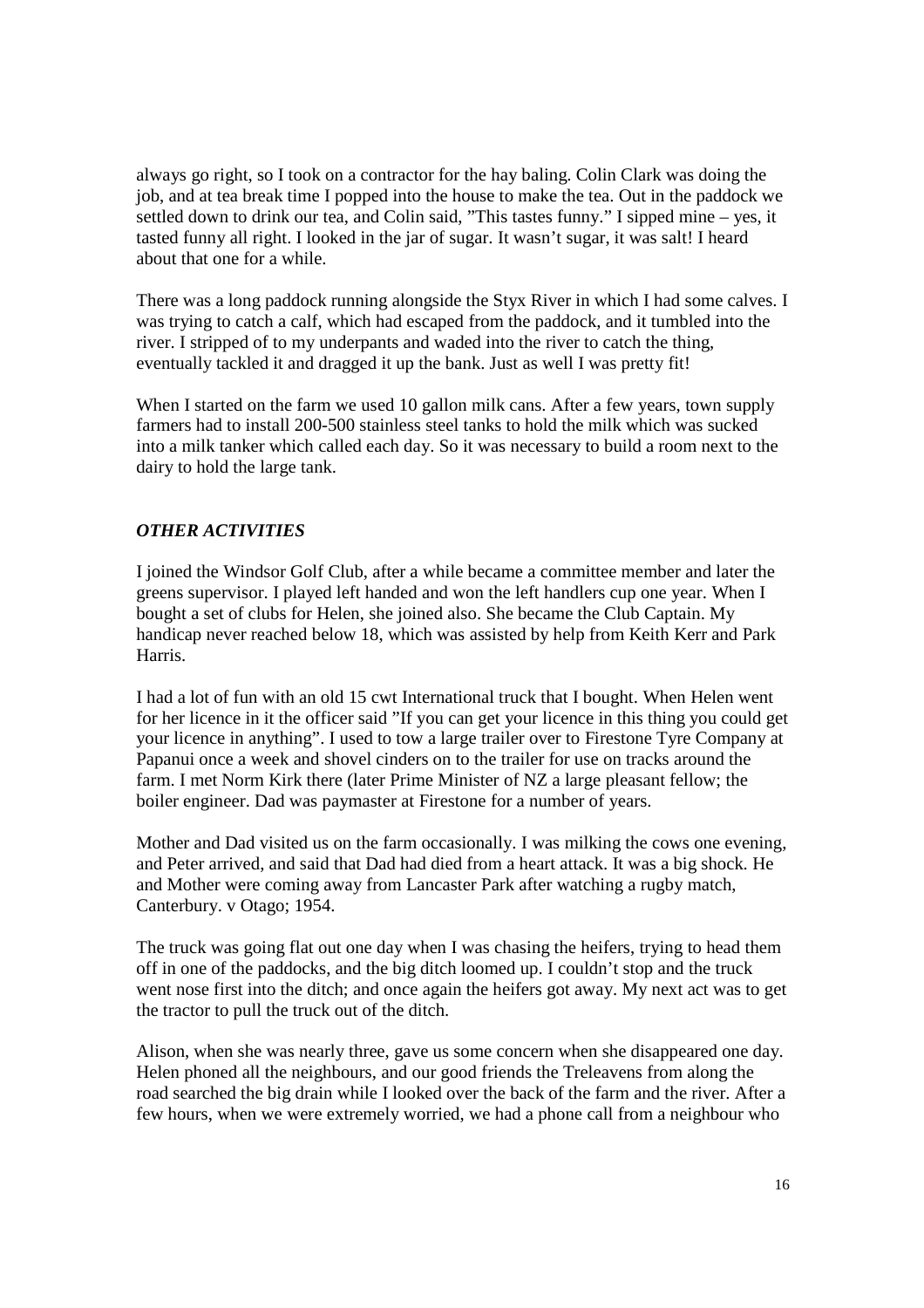always go right, so I took on a contractor for the hay baling. Colin Clark was doing the job, and at tea break time I popped into the house to make the tea. Out in the paddock we settled down to drink our tea, and Colin said, "This tastes funny." I sipped mine – yes, it tasted funny all right. I looked in the jar of sugar. It wasn't sugar, it was salt! I heard about that one for a while.

There was a long paddock running alongside the Styx River in which I had some calves. I was trying to catch a calf, which had escaped from the paddock, and it tumbled into the river. I stripped of to my underpants and waded into the river to catch the thing, eventually tackled it and dragged it up the bank. Just as well I was pretty fit!

When I started on the farm we used 10 gallon milk cans. After a few years, town supply farmers had to install 200-500 stainless steel tanks to hold the milk which was sucked into a milk tanker which called each day. So it was necessary to build a room next to the dairy to hold the large tank.

### *OTHER ACTIVITIES*

I joined the Windsor Golf Club, after a while became a committee member and later the greens supervisor. I played left handed and won the left handlers cup one year. When I bought a set of clubs for Helen, she joined also. She became the Club Captain. My handicap never reached below 18, which was assisted by help from Keith Kerr and Park Harris.

I had a lot of fun with an old 15 cwt International truck that I bought. When Helen went for her licence in it the officer said "If you can get your licence in this thing you could get your licence in anything". I used to tow a large trailer over to Firestone Tyre Company at Papanui once a week and shovel cinders on to the trailer for use on tracks around the farm. I met Norm Kirk there (later Prime Minister of NZ a large pleasant fellow; the boiler engineer. Dad was paymaster at Firestone for a number of years.

Mother and Dad visited us on the farm occasionally. I was milking the cows one evening, and Peter arrived, and said that Dad had died from a heart attack. It was a big shock. He and Mother were coming away from Lancaster Park after watching a rugby match, Canterbury. v Otago; 1954.

The truck was going flat out one day when I was chasing the heifers, trying to head them off in one of the paddocks, and the big ditch loomed up. I couldn't stop and the truck went nose first into the ditch; and once again the heifers got away. My next act was to get the tractor to pull the truck out of the ditch.

Alison, when she was nearly three, gave us some concern when she disappeared one day. Helen phoned all the neighbours, and our good friends the Treleavens from along the road searched the big drain while I looked over the back of the farm and the river. After a few hours, when we were extremely worried, we had a phone call from a neighbour who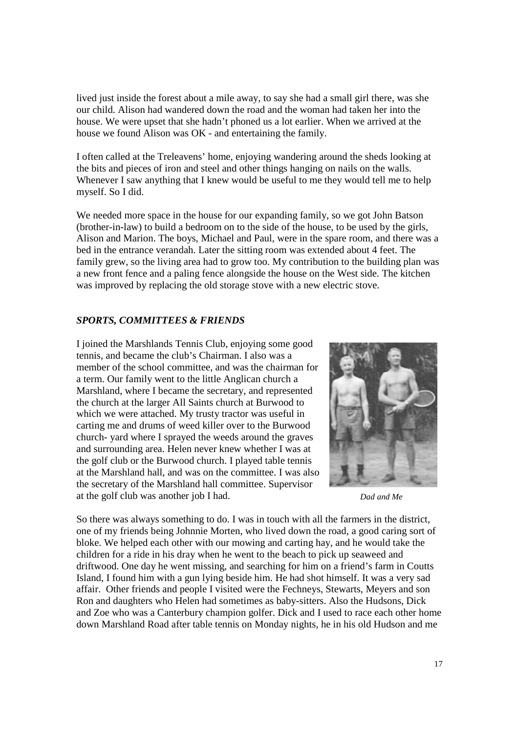lived just inside the forest about a mile away, to say she had a small girl there, was she our child. Alison had wandered down the road and the woman had taken her into the house. We were upset that she hadn't phoned us a lot earlier. When we arrived at the house we found Alison was OK - and entertaining the family.

I often called at the Treleavens' home, enjoying wandering around the sheds looking at the bits and pieces of iron and steel and other things hanging on nails on the walls. Whenever I saw anything that I knew would be useful to me they would tell me to help myself. So I did.

We needed more space in the house for our expanding family, so we got John Batson (brother-in-law) to build a bedroom on to the side of the house, to be used by the girls, Alison and Marion. The boys, Michael and Paul, were in the spare room, and there was a bed in the entrance verandah. Later the sitting room was extended about 4 feet. The family grew, so the living area had to grow too. My contribution to the building plan was a new front fence and a paling fence alongside the house on the West side. The kitchen was improved by replacing the old storage stove with a new electric stove.

### *SPORTS, COMMITTEES & FRIENDS*

I joined the Marshlands Tennis Club, enjoying some good tennis, and became the club's Chairman. I also was a member of the school committee, and was the chairman for a term. Our family went to the little Anglican church a Marshland, where I became the secretary, and represented the church at the larger All Saints church at Burwood to which we were attached. My trusty tractor was useful in carting me and drums of weed killer over to the Burwood church- yard where I sprayed the weeds around the graves and surrounding area. Helen never knew whether I was at the golf club or the Burwood church. I played table tennis at the Marshland hall, and was on the committee. I was also the secretary of the Marshland hall committee. Supervisor at the golf club was another job I had.

*Dad and Me*

So there was always something to do. I was in touch with all the farmers in the district, one of my friends being Johnnie Morten, who lived down the road, a good caring sort of bloke. We helped each other with our mowing and carting hay, and he would take the children for a ride in his dray when he went to the beach to pick up seaweed and driftwood. One day he went missing, and searching for him on a friend's farm in Coutts Island, I found him with a gun lying beside him. He had shot himself. It was a very sad affair. Other friends and people I visited were the Fechneys, Stewarts, Meyers and son Ron and daughters who Helen had sometimes as baby-sitters. Also the Hudsons, Dick and Zoe who was a Canterbury champion golfer. Dick and I used to race each other home down Marshland Road after table tennis on Monday nights, he in his old Hudson and me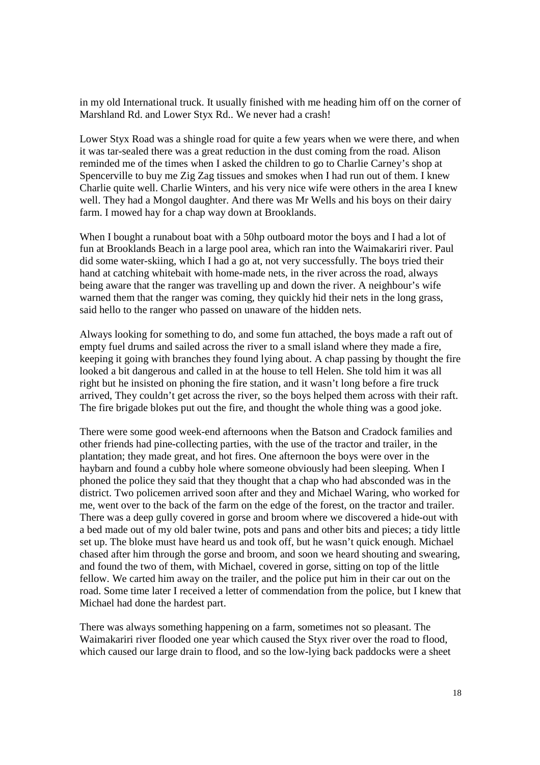in my old International truck. It usually finished with me heading him off on the corner of Marshland Rd. and Lower Styx Rd.. We never had a crash!

Lower Styx Road was a shingle road for quite a few years when we were there, and when it was tar-sealed there was a great reduction in the dust coming from the road. Alison reminded me of the times when I asked the children to go to Charlie Carney's shop at Spencerville to buy me Zig Zag tissues and smokes when I had run out of them. I knew Charlie quite well. Charlie Winters, and his very nice wife were others in the area I knew well. They had a Mongol daughter. And there was Mr Wells and his boys on their dairy farm. I mowed hay for a chap way down at Brooklands.

When I bought a runabout boat with a 50hp outboard motor the boys and I had a lot of fun at Brooklands Beach in a large pool area, which ran into the Waimakariri river. Paul did some water-skiing, which I had a go at, not very successfully. The boys tried their hand at catching whitebait with home-made nets, in the river across the road, always being aware that the ranger was travelling up and down the river. A neighbour's wife warned them that the ranger was coming, they quickly hid their nets in the long grass, said hello to the ranger who passed on unaware of the hidden nets.

Always looking for something to do, and some fun attached, the boys made a raft out of empty fuel drums and sailed across the river to a small island where they made a fire, keeping it going with branches they found lying about. A chap passing by thought the fire looked a bit dangerous and called in at the house to tell Helen. She told him it was all right but he insisted on phoning the fire station, and it wasn't long before a fire truck arrived, They couldn't get across the river, so the boys helped them across with their raft. The fire brigade blokes put out the fire, and thought the whole thing was a good joke.

There were some good week-end afternoons when the Batson and Cradock families and other friends had pine-collecting parties, with the use of the tractor and trailer, in the plantation; they made great, and hot fires. One afternoon the boys were over in the haybarn and found a cubby hole where someone obviously had been sleeping. When I phoned the police they said that they thought that a chap who had absconded was in the district. Two policemen arrived soon after and they and Michael Waring, who worked for me, went over to the back of the farm on the edge of the forest, on the tractor and trailer. There was a deep gully covered in gorse and broom where we discovered a hide-out with a bed made out of my old baler twine, pots and pans and other bits and pieces; a tidy little set up. The bloke must have heard us and took off, but he wasn't quick enough. Michael chased after him through the gorse and broom, and soon we heard shouting and swearing, and found the two of them, with Michael, covered in gorse, sitting on top of the little fellow. We carted him away on the trailer, and the police put him in their car out on the road. Some time later I received a letter of commendation from the police, but I knew that Michael had done the hardest part.

There was always something happening on a farm, sometimes not so pleasant. The Waimakariri river flooded one year which caused the Styx river over the road to flood, which caused our large drain to flood, and so the low-lying back paddocks were a sheet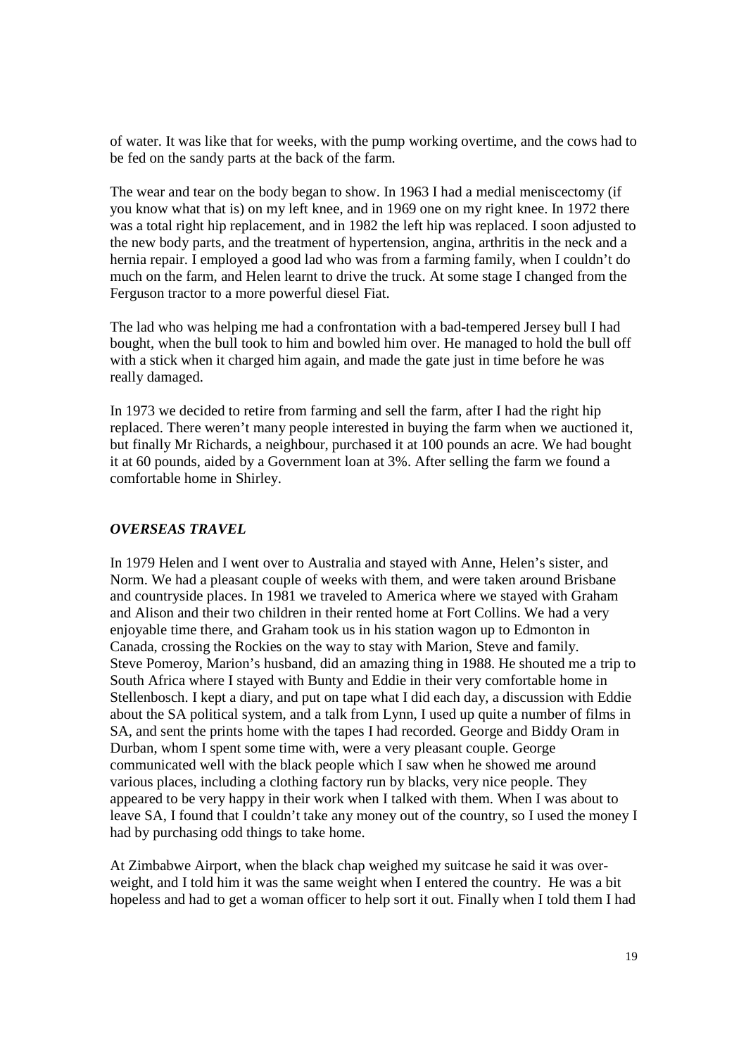of water. It was like that for weeks, with the pump working overtime, and the cows had to be fed on the sandy parts at the back of the farm.

The wear and tear on the body began to show. In 1963 I had a medial meniscectomy (if you know what that is) on my left knee, and in 1969 one on my right knee. In 1972 there was a total right hip replacement, and in 1982 the left hip was replaced. I soon adjusted to the new body parts, and the treatment of hypertension, angina, arthritis in the neck and a hernia repair. I employed a good lad who was from a farming family, when I couldn't do much on the farm, and Helen learnt to drive the truck. At some stage I changed from the Ferguson tractor to a more powerful diesel Fiat.

The lad who was helping me had a confrontation with a bad-tempered Jersey bull I had bought, when the bull took to him and bowled him over. He managed to hold the bull off with a stick when it charged him again, and made the gate just in time before he was really damaged.

In 1973 we decided to retire from farming and sell the farm, after I had the right hip replaced. There weren't many people interested in buying the farm when we auctioned it, but finally Mr Richards, a neighbour, purchased it at 100 pounds an acre. We had bought it at 60 pounds, aided by a Government loan at 3%. After selling the farm we found a comfortable home in Shirley.

### *OVERSEAS TRAVEL*

In 1979 Helen and I went over to Australia and stayed with Anne, Helen's sister, and Norm. We had a pleasant couple of weeks with them, and were taken around Brisbane and countryside places. In 1981 we traveled to America where we stayed with Graham and Alison and their two children in their rented home at Fort Collins. We had a very enjoyable time there, and Graham took us in his station wagon up to Edmonton in Canada, crossing the Rockies on the way to stay with Marion, Steve and family.
Steve Pomeroy, Marion's husband, did an amazing thing in 1988. He shouted me a trip to South Africa where I stayed with Bunty and Eddie in their very comfortable home in Stellenbosch. I kept a diary, and put on tape what I did each day, a discussion with Eddie about the SA political system, and a talk from Lynn, I used up quite a number of films in SA, and sent the prints home with the tapes I had recorded. George and Biddy Oram in Durban, whom I spent some time with, were a very pleasant couple. George communicated well with the black people which I saw when he showed me around various places, including a clothing factory run by blacks, very nice people. They appeared to be very happy in their work when I talked with them. When I was about to leave SA, I found that I couldn't take any money out of the country, so I used the money I had by purchasing odd things to take home.

At Zimbabwe Airport, when the black chap weighed my suitcase he said it was over-weight, and I told him it was the same weight when I entered the country. He was a bit hopeless and had to get a woman officer to help sort it out. Finally when I told them I had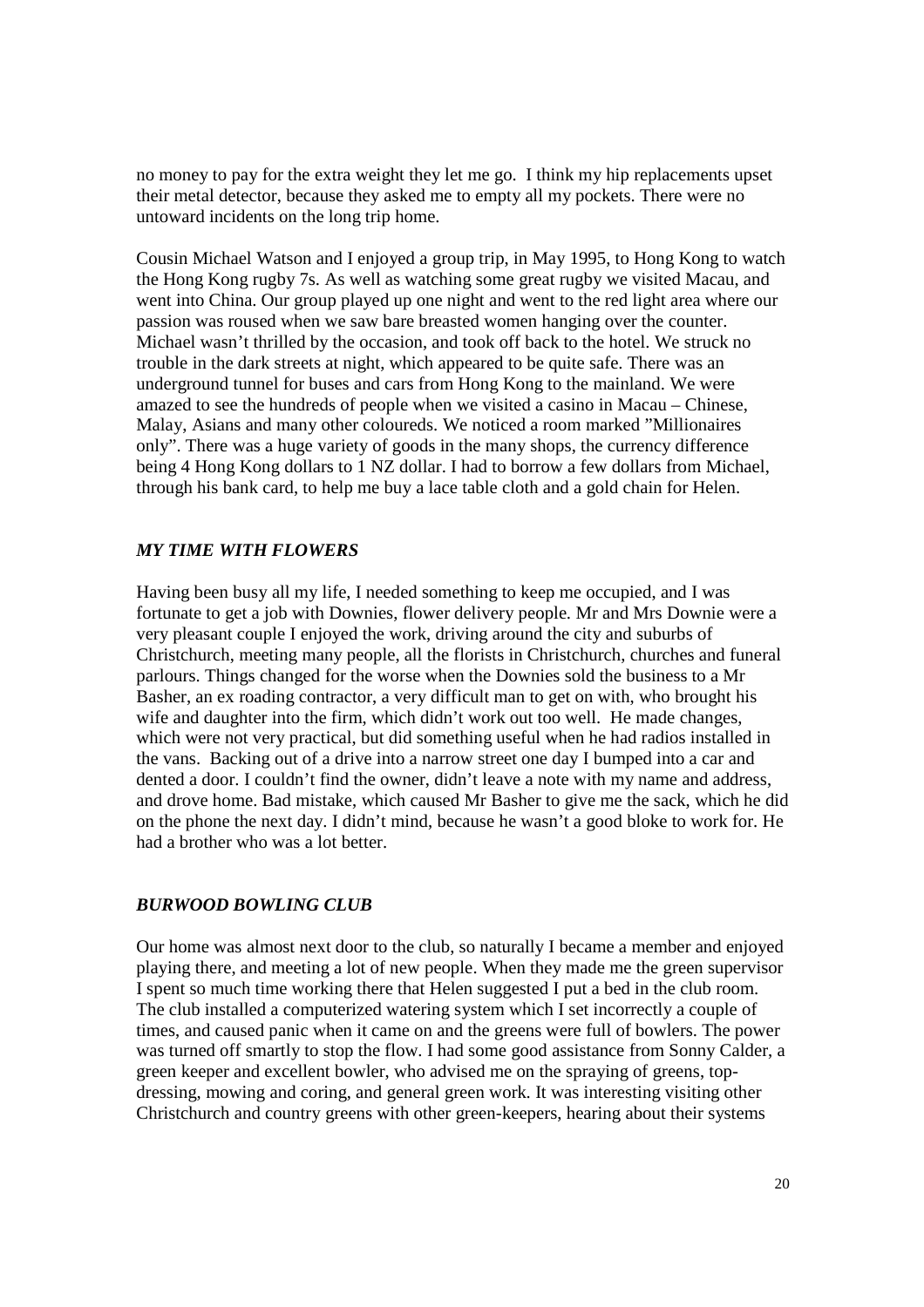no money to pay for the extra weight they let me go. I think my hip replacements upset their metal detector, because they asked me to empty all my pockets. There were no untoward incidents on the long trip home.

Cousin Michael Watson and I enjoyed a group trip, in May 1995, to Hong Kong to watch the Hong Kong rugby 7s. As well as watching some great rugby we visited Macau, and went into China. Our group played up one night and went to the red light area where our passion was roused when we saw bare breasted women hanging over the counter. Michael wasn't thrilled by the occasion, and took off back to the hotel. We struck no trouble in the dark streets at night, which appeared to be quite safe. There was an underground tunnel for buses and cars from Hong Kong to the mainland. We were amazed to see the hundreds of people when we visited a casino in Macau – Chinese, Malay, Asians and many other coloureds. We noticed a room marked "Millionaires only". There was a huge variety of goods in the many shops, the currency difference being 4 Hong Kong dollars to 1 NZ dollar. I had to borrow a few dollars from Michael, through his bank card, to help me buy a lace table cloth and a gold chain for Helen.

### *MY TIME WITH FLOWERS*

Having been busy all my life, I needed something to keep me occupied, and I was fortunate to get a job with Downies, flower delivery people. Mr and Mrs Downie were a very pleasant couple I enjoyed the work, driving around the city and suburbs of Christchurch, meeting many people, all the florists in Christchurch, churches and funeral parlours. Things changed for the worse when the Downies sold the business to a Mr Basher, an ex roading contractor, a very difficult man to get on with, who brought his wife and daughter into the firm, which didn't work out too well. He made changes, which were not very practical, but did something useful when he had radios installed in the vans. Backing out of a drive into a narrow street one day I bumped into a car and dented a door. I couldn't find the owner, didn't leave a note with my name and address, and drove home. Bad mistake, which caused Mr Basher to give me the sack, which he did on the phone the next day. I didn't mind, because he wasn't a good bloke to work for. He had a brother who was a lot better.

### *BURWOOD BOWLING CLUB*

Our home was almost next door to the club, so naturally I became a member and enjoyed playing there, and meeting a lot of new people. When they made me the green supervisor I spent so much time working there that Helen suggested I put a bed in the club room. The club installed a computerized watering system which I set incorrectly a couple of times, and caused panic when it came on and the greens were full of bowlers. The power was turned off smartly to stop the flow. I had some good assistance from Sonny Calder, a green keeper and excellent bowler, who advised me on the spraying of greens, top-dressing, mowing and coring, and general green work. It was interesting visiting other Christchurch and country greens with other green-keepers, hearing about their systems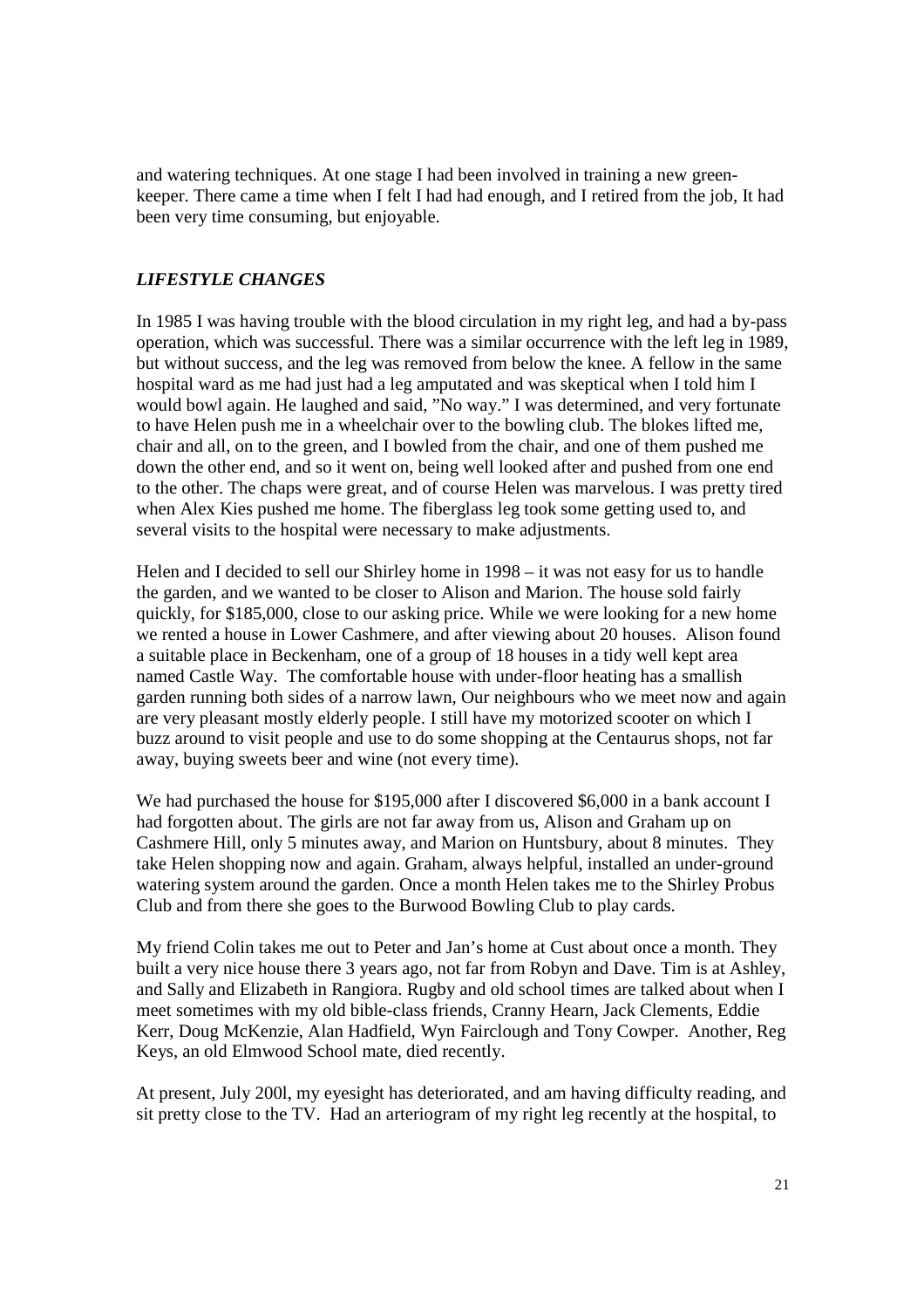and watering techniques. At one stage I had been involved in training a new green-keeper. There came a time when I felt I had had enough, and I retired from the job, It had been very time consuming, but enjoyable.

### *LIFESTYLE CHANGES*

In 1985 I was having trouble with the blood circulation in my right leg, and had a by-pass operation, which was successful. There was a similar occurrence with the left leg in 1989, but without success, and the leg was removed from below the knee. A fellow in the same hospital ward as me had just had a leg amputated and was skeptical when I told him I would bowl again. He laughed and said, "No way." I was determined, and very fortunate to have Helen push me in a wheelchair over to the bowling club. The blokes lifted me, chair and all, on to the green, and I bowled from the chair, and one of them pushed me down the other end, and so it went on, being well looked after and pushed from one end to the other. The chaps were great, and of course Helen was marvelous. I was pretty tired when Alex Kies pushed me home. The fiberglass leg took some getting used to, and several visits to the hospital were necessary to make adjustments.

Helen and I decided to sell our Shirley home in 1998 – it was not easy for us to handle the garden, and we wanted to be closer to Alison and Marion. The house sold fairly quickly, for $185,000, close to our asking price. While we were looking for a new home we rented a house in Lower Cashmere, and after viewing about 20 houses. Alison found a suitable place in Beckenham, one of a group of 18 houses in a tidy well kept area named Castle Way. The comfortable house with under-floor heating has a smallish garden running both sides of a narrow lawn, Our neighbours who we meet now and again are very pleasant mostly elderly people. I still have my motorized scooter on which I buzz around to visit people and use to do some shopping at the Centaurus shops, not far away, buying sweets beer and wine (not every time).

We had purchased the house for $195,000 after I discovered $6,000 in a bank account I had forgotten about. The girls are not far away from us, Alison and Graham up on Cashmere Hill, only 5 minutes away, and Marion on Huntsbury, about 8 minutes. They take Helen shopping now and again. Graham, always helpful, installed an under-ground watering system around the garden. Once a month Helen takes me to the Shirley Probus Club and from there she goes to the Burwood Bowling Club to play cards.

My friend Colin takes me out to Peter and Jan's home at Cust about once a month. They built a very nice house there 3 years ago, not far from Robyn and Dave. Tim is at Ashley, and Sally and Elizabeth in Rangiora. Rugby and old school times are talked about when I meet sometimes with my old bible-class friends, Cranny Hearn, Jack Clements, Eddie Kerr, Doug McKenzie, Alan Hadfield, Wyn Fairclough and Tony Cowper. Another, Reg Keys, an old Elmwood School mate, died recently.

At present, July 200l, my eyesight has deteriorated, and am having difficulty reading, and sit pretty close to the TV. Had an arteriogram of my right leg recently at the hospital, to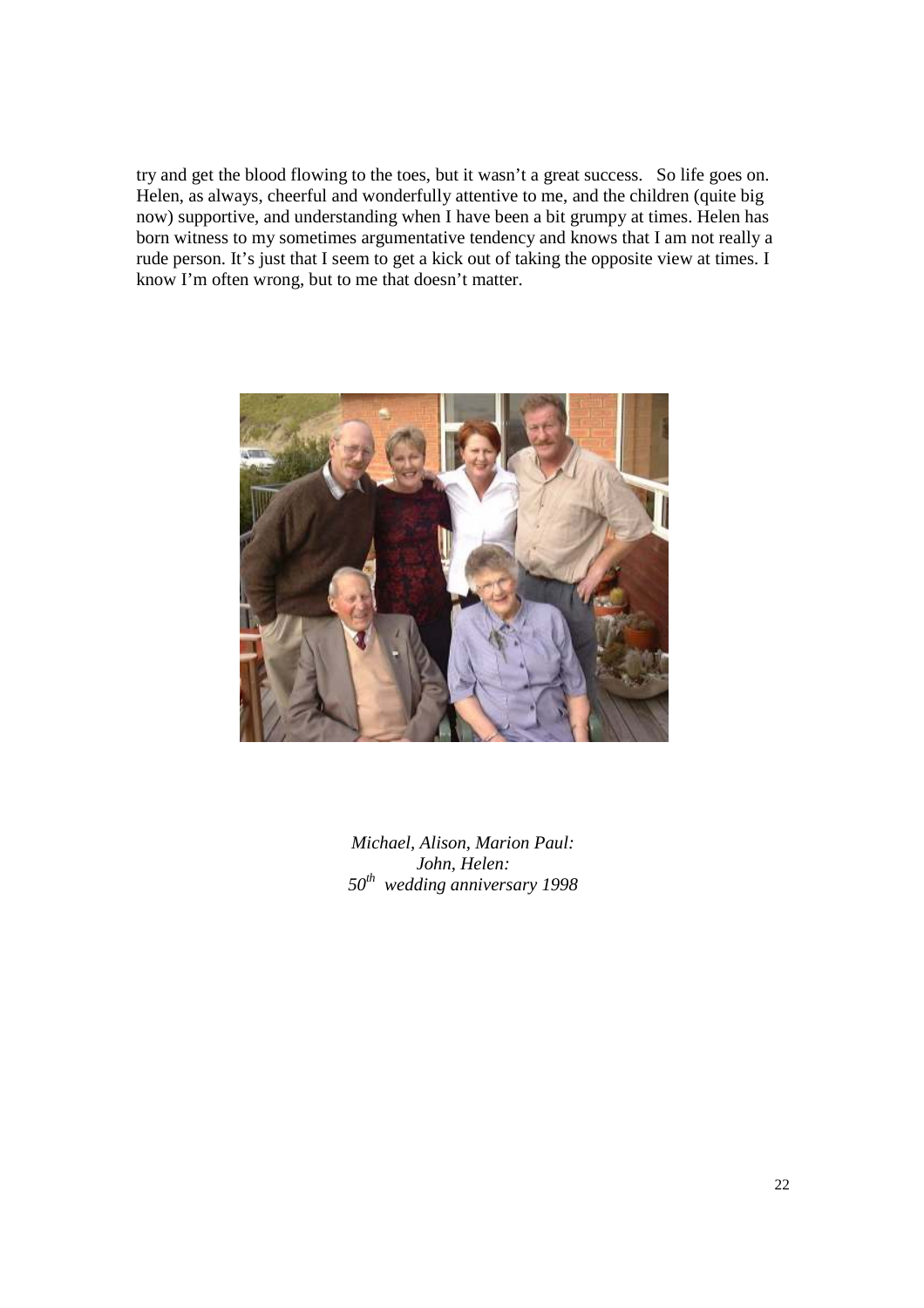try and get the blood flowing to the toes, but it wasn't a great success.   So life goes on. Helen, as always, cheerful and wonderfully attentive to me, and the children (quite big now) supportive, and understanding when I have been a bit grumpy at times. Helen has born witness to my sometimes argumentative tendency and knows that I am not really a rude person. It's just that I seem to get a kick out of taking the opposite view at times. I know I'm often wrong, but to me that doesn't matter.

*Michael, Alison, Marion Paul:*
*John, Helen:*
*50th wedding anniversary 1998*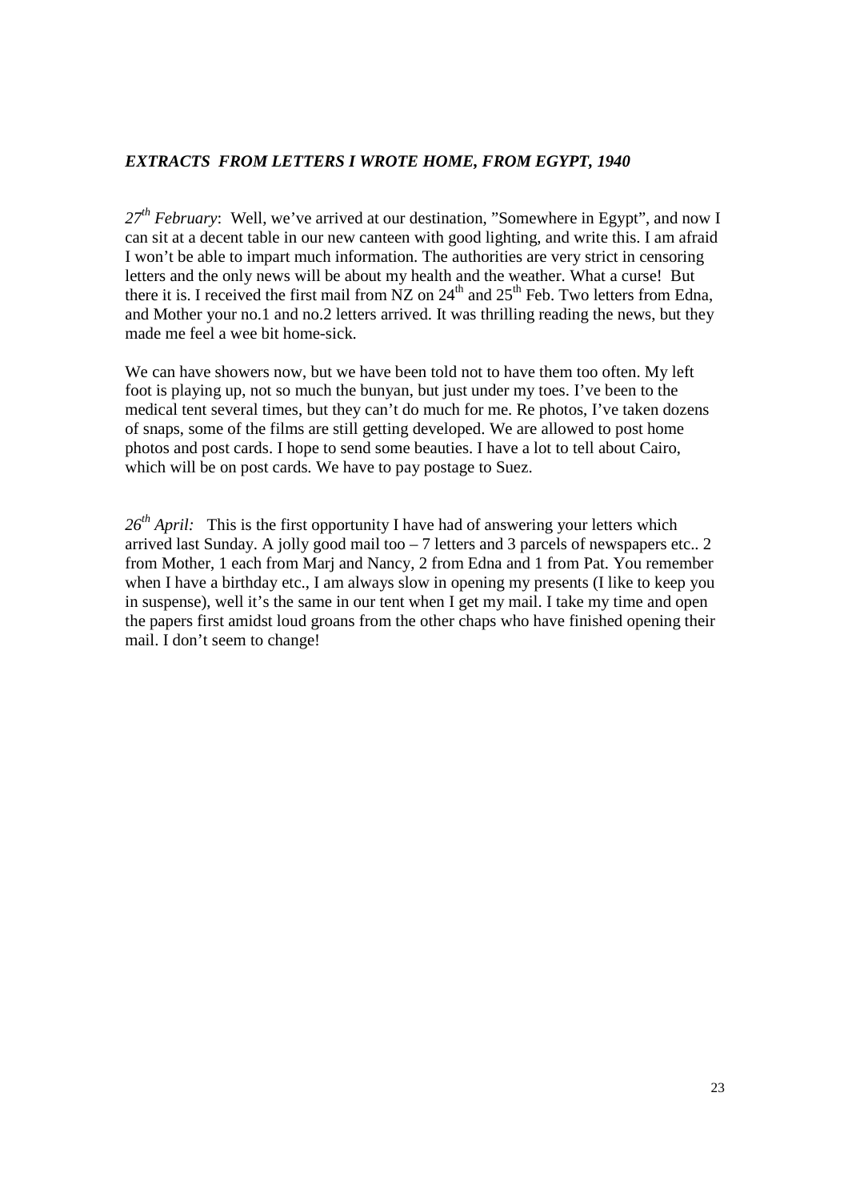***EXTRACTS FROM LETTERS I WROTE HOME, FROM EGYPT, 1940***

*27th February*: Well, we've arrived at our destination, "Somewhere in Egypt", and now I can sit at a decent table in our new canteen with good lighting, and write this. I am afraid I won't be able to impart much information. The authorities are very strict in censoring letters and the only news will be about my health and the weather. What a curse! But there it is. I received the first mail from NZ on 24th and 25th Feb. Two letters from Edna, and Mother your no.1 and no.2 letters arrived. It was thrilling reading the news, but they made me feel a wee bit home-sick.

We can have showers now, but we have been told not to have them too often. My left foot is playing up, not so much the bunyan, but just under my toes. I've been to the medical tent several times, but they can't do much for me. Re photos, I've taken dozens of snaps, some of the films are still getting developed. We are allowed to post home photos and post cards. I hope to send some beauties. I have a lot to tell about Cairo, which will be on post cards. We have to pay postage to Suez.

*26th April:* This is the first opportunity I have had of answering your letters which arrived last Sunday. A jolly good mail too – 7 letters and 3 parcels of newspapers etc.. 2 from Mother, 1 each from Marj and Nancy, 2 from Edna and 1 from Pat. You remember when I have a birthday etc., I am always slow in opening my presents (I like to keep you in suspense), well it's the same in our tent when I get my mail. I take my time and open the papers first amidst loud groans from the other chaps who have finished opening their mail. I don't seem to change!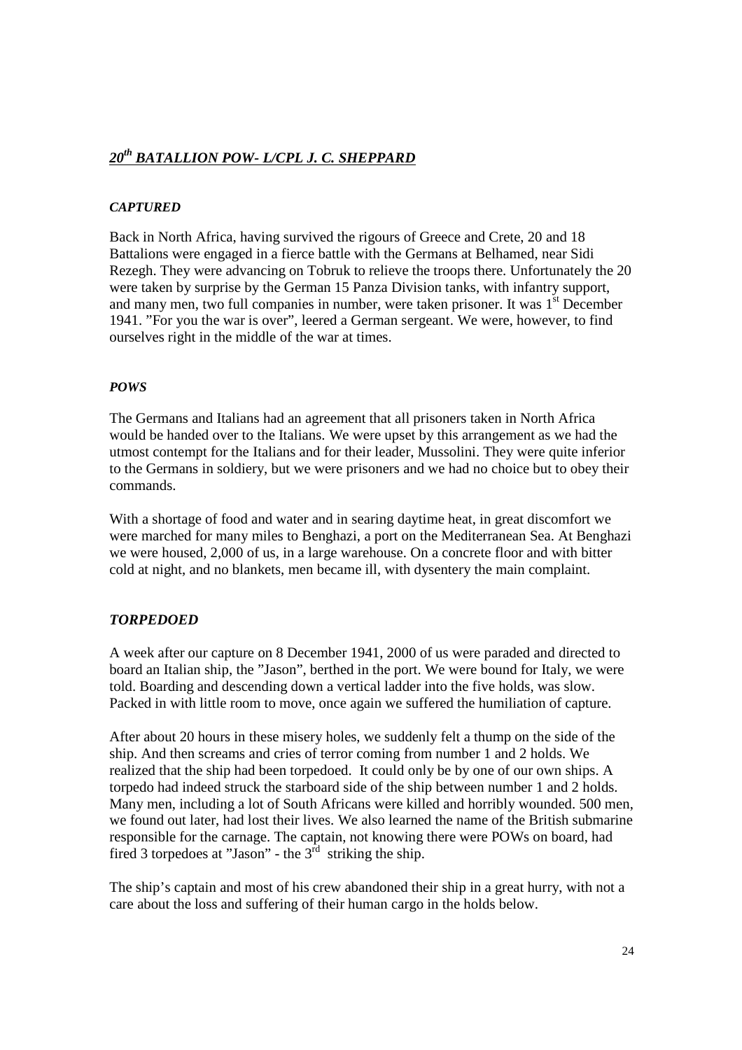## *20th BATALLION POW- L/CPL J. C. SHEPPARD*

### *CAPTURED*

Back in North Africa, having survived the rigours of Greece and Crete, 20 and 18 Battalions were engaged in a fierce battle with the Germans at Belhamed, near Sidi Rezegh. They were advancing on Tobruk to relieve the troops there. Unfortunately the 20 were taken by surprise by the German 15 Panza Division tanks, with infantry support, and many men, two full companies in number, were taken prisoner. It was 1st December 1941. "For you the war is over", leered a German sergeant. We were, however, to find ourselves right in the middle of the war at times.

### *POWS*

The Germans and Italians had an agreement that all prisoners taken in North Africa would be handed over to the Italians. We were upset by this arrangement as we had the utmost contempt for the Italians and for their leader, Mussolini. They were quite inferior to the Germans in soldiery, but we were prisoners and we had no choice but to obey their commands.

With a shortage of food and water and in searing daytime heat, in great discomfort we were marched for many miles to Benghazi, a port on the Mediterranean Sea. At Benghazi we were housed, 2,000 of us, in a large warehouse. On a concrete floor and with bitter cold at night, and no blankets, men became ill, with dysentery the main complaint.

### *TORPEDOED*

A week after our capture on 8 December 1941, 2000 of us were paraded and directed to board an Italian ship, the "Jason", berthed in the port. We were bound for Italy, we were told. Boarding and descending down a vertical ladder into the five holds, was slow. Packed in with little room to move, once again we suffered the humiliation of capture.

After about 20 hours in these misery holes, we suddenly felt a thump on the side of the ship. And then screams and cries of terror coming from number 1 and 2 holds. We realized that the ship had been torpedoed. It could only be by one of our own ships. A torpedo had indeed struck the starboard side of the ship between number 1 and 2 holds. Many men, including a lot of South Africans were killed and horribly wounded. 500 men, we found out later, had lost their lives. We also learned the name of the British submarine responsible for the carnage. The captain, not knowing there were POWs on board, had fired 3 torpedoes at "Jason" - the 3rd striking the ship.

The ship's captain and most of his crew abandoned their ship in a great hurry, with not a care about the loss and suffering of their human cargo in the holds below.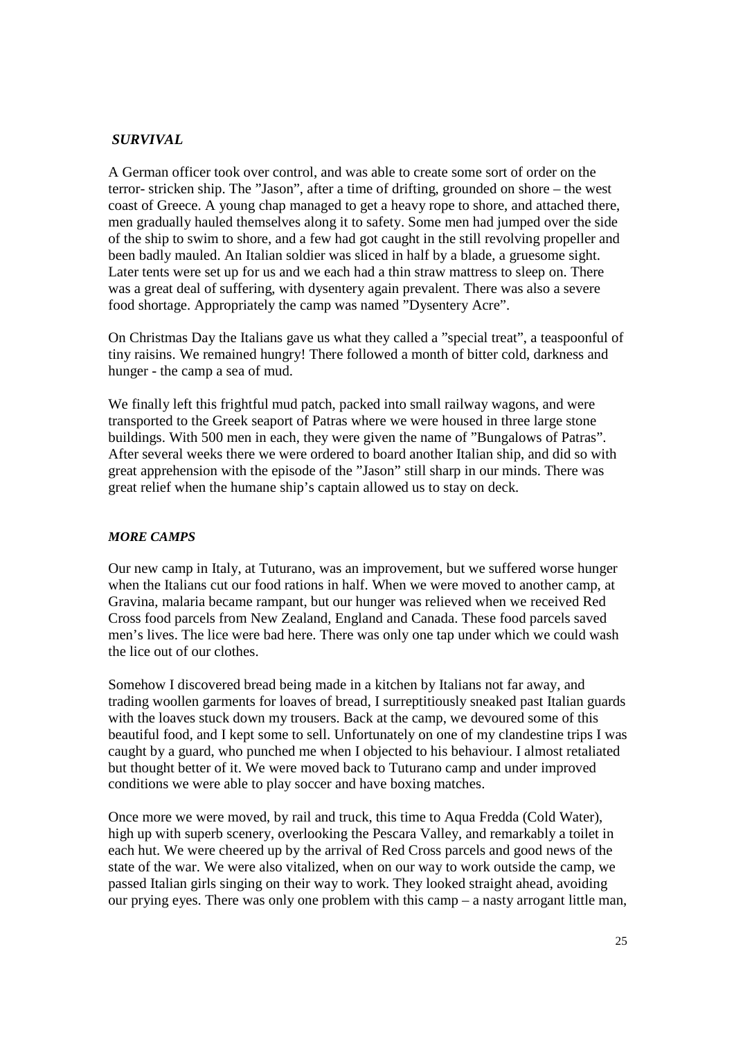### *SURVIVAL*

A German officer took over control, and was able to create some sort of order on the terror- stricken ship. The "Jason", after a time of drifting, grounded on shore – the west coast of Greece. A young chap managed to get a heavy rope to shore, and attached there, men gradually hauled themselves along it to safety. Some men had jumped over the side of the ship to swim to shore, and a few had got caught in the still revolving propeller and been badly mauled. An Italian soldier was sliced in half by a blade, a gruesome sight. Later tents were set up for us and we each had a thin straw mattress to sleep on. There was a great deal of suffering, with dysentery again prevalent. There was also a severe food shortage. Appropriately the camp was named "Dysentery Acre".

On Christmas Day the Italians gave us what they called a "special treat", a teaspoonful of tiny raisins. We remained hungry! There followed a month of bitter cold, darkness and hunger - the camp a sea of mud.

We finally left this frightful mud patch, packed into small railway wagons, and were transported to the Greek seaport of Patras where we were housed in three large stone buildings. With 500 men in each, they were given the name of "Bungalows of Patras". After several weeks there we were ordered to board another Italian ship, and did so with great apprehension with the episode of the "Jason" still sharp in our minds. There was great relief when the humane ship's captain allowed us to stay on deck.

### *MORE CAMPS*

Our new camp in Italy, at Tuturano, was an improvement, but we suffered worse hunger when the Italians cut our food rations in half. When we were moved to another camp, at Gravina, malaria became rampant, but our hunger was relieved when we received Red Cross food parcels from New Zealand, England and Canada. These food parcels saved men's lives. The lice were bad here. There was only one tap under which we could wash the lice out of our clothes.

Somehow I discovered bread being made in a kitchen by Italians not far away, and trading woollen garments for loaves of bread, I surreptitiously sneaked past Italian guards with the loaves stuck down my trousers. Back at the camp, we devoured some of this beautiful food, and I kept some to sell. Unfortunately on one of my clandestine trips I was caught by a guard, who punched me when I objected to his behaviour. I almost retaliated but thought better of it. We were moved back to Tuturano camp and under improved conditions we were able to play soccer and have boxing matches.

Once more we were moved, by rail and truck, this time to Aqua Fredda (Cold Water), high up with superb scenery, overlooking the Pescara Valley, and remarkably a toilet in each hut. We were cheered up by the arrival of Red Cross parcels and good news of the state of the war. We were also vitalized, when on our way to work outside the camp, we passed Italian girls singing on their way to work. They looked straight ahead, avoiding our prying eyes. There was only one problem with this camp – a nasty arrogant little man,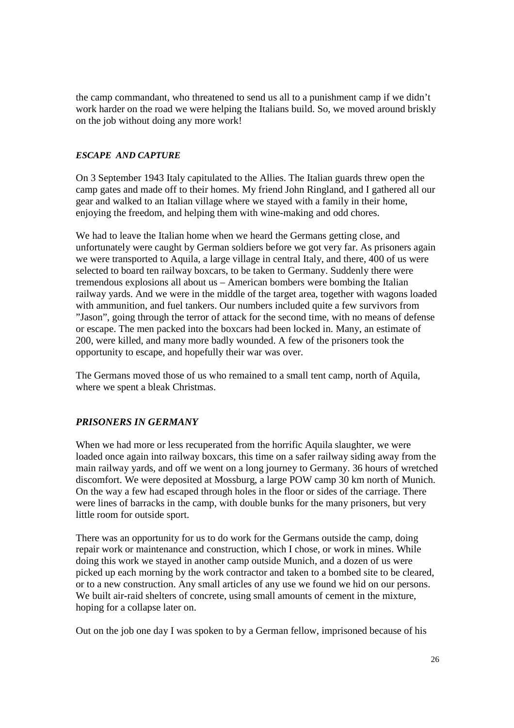the camp commandant, who threatened to send us all to a punishment camp if we didn't work harder on the road we were helping the Italians build. So, we moved around briskly on the job without doing any more work!

### *ESCAPE AND CAPTURE*

On 3 September 1943 Italy capitulated to the Allies. The Italian guards threw open the camp gates and made off to their homes. My friend John Ringland, and I gathered all our gear and walked to an Italian village where we stayed with a family in their home, enjoying the freedom, and helping them with wine-making and odd chores.

We had to leave the Italian home when we heard the Germans getting close, and unfortunately were caught by German soldiers before we got very far. As prisoners again we were transported to Aquila, a large village in central Italy, and there, 400 of us were selected to board ten railway boxcars, to be taken to Germany. Suddenly there were tremendous explosions all about us – American bombers were bombing the Italian railway yards. And we were in the middle of the target area, together with wagons loaded with ammunition, and fuel tankers. Our numbers included quite a few survivors from "Jason", going through the terror of attack for the second time, with no means of defense or escape. The men packed into the boxcars had been locked in. Many, an estimate of 200, were killed, and many more badly wounded. A few of the prisoners took the opportunity to escape, and hopefully their war was over.

The Germans moved those of us who remained to a small tent camp, north of Aquila, where we spent a bleak Christmas.

### *PRISONERS IN GERMANY*

When we had more or less recuperated from the horrific Aquila slaughter, we were loaded once again into railway boxcars, this time on a safer railway siding away from the main railway yards, and off we went on a long journey to Germany. 36 hours of wretched discomfort. We were deposited at Mossburg, a large POW camp 30 km north of Munich. On the way a few had escaped through holes in the floor or sides of the carriage. There were lines of barracks in the camp, with double bunks for the many prisoners, but very little room for outside sport.

There was an opportunity for us to do work for the Germans outside the camp, doing repair work or maintenance and construction, which I chose, or work in mines. While doing this work we stayed in another camp outside Munich, and a dozen of us were picked up each morning by the work contractor and taken to a bombed site to be cleared, or to a new construction. Any small articles of any use we found we hid on our persons. We built air-raid shelters of concrete, using small amounts of cement in the mixture, hoping for a collapse later on.

Out on the job one day I was spoken to by a German fellow, imprisoned because of his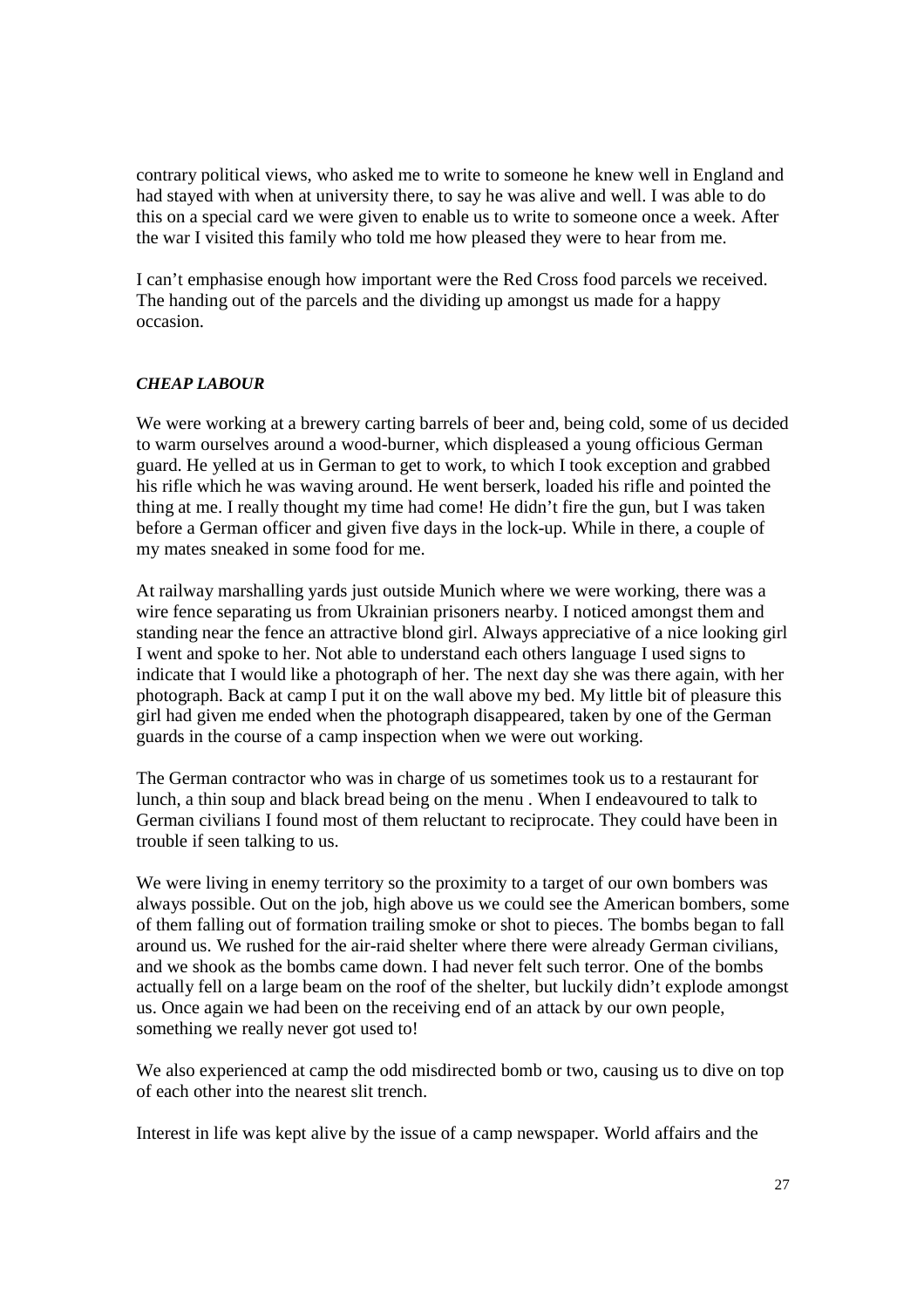contrary political views, who asked me to write to someone he knew well in England and had stayed with when at university there, to say he was alive and well. I was able to do this on a special card we were given to enable us to write to someone once a week. After the war I visited this family who told me how pleased they were to hear from me.

I can't emphasise enough how important were the Red Cross food parcels we received. The handing out of the parcels and the dividing up amongst us made for a happy occasion.

***CHEAP LABOUR***

We were working at a brewery carting barrels of beer and, being cold, some of us decided to warm ourselves around a wood-burner, which displeased a young officious German guard. He yelled at us in German to get to work, to which I took exception and grabbed his rifle which he was waving around. He went berserk, loaded his rifle and pointed the thing at me. I really thought my time had come! He didn't fire the gun, but I was taken before a German officer and given five days in the lock-up. While in there, a couple of my mates sneaked in some food for me.

At railway marshalling yards just outside Munich where we were working, there was a wire fence separating us from Ukrainian prisoners nearby. I noticed amongst them and standing near the fence an attractive blond girl. Always appreciative of a nice looking girl I went and spoke to her. Not able to understand each others language I used signs to indicate that I would like a photograph of her. The next day she was there again, with her photograph. Back at camp I put it on the wall above my bed. My little bit of pleasure this girl had given me ended when the photograph disappeared, taken by one of the German guards in the course of a camp inspection when we were out working.

The German contractor who was in charge of us sometimes took us to a restaurant for lunch, a thin soup and black bread being on the menu . When I endeavoured to talk to German civilians I found most of them reluctant to reciprocate. They could have been in trouble if seen talking to us.

We were living in enemy territory so the proximity to a target of our own bombers was always possible. Out on the job, high above us we could see the American bombers, some of them falling out of formation trailing smoke or shot to pieces. The bombs began to fall around us. We rushed for the air-raid shelter where there were already German civilians, and we shook as the bombs came down. I had never felt such terror. One of the bombs actually fell on a large beam on the roof of the shelter, but luckily didn't explode amongst us. Once again we had been on the receiving end of an attack by our own people, something we really never got used to!

We also experienced at camp the odd misdirected bomb or two, causing us to dive on top of each other into the nearest slit trench.

Interest in life was kept alive by the issue of a camp newspaper. World affairs and the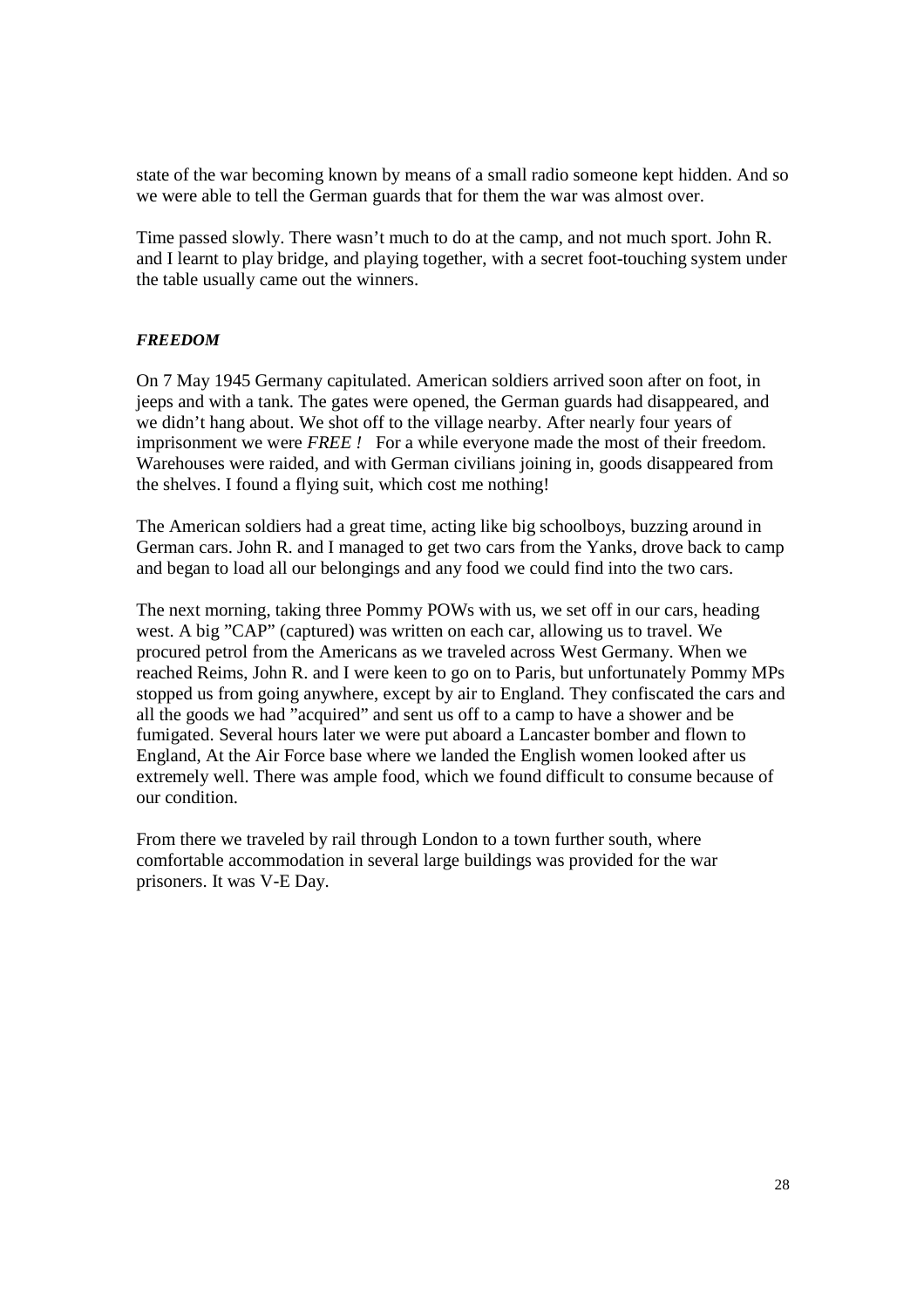state of the war becoming known by means of a small radio someone kept hidden. And so we were able to tell the German guards that for them the war was almost over.

Time passed slowly. There wasn't much to do at the camp, and not much sport. John R. and I learnt to play bridge, and playing together, with a secret foot-touching system under the table usually came out the winners.

***FREEDOM***

On 7 May 1945 Germany capitulated. American soldiers arrived soon after on foot, in jeeps and with a tank. The gates were opened, the German guards had disappeared, and we didn't hang about. We shot off to the village nearby. After nearly four years of imprisonment we were *FREE !* For a while everyone made the most of their freedom. Warehouses were raided, and with German civilians joining in, goods disappeared from the shelves. I found a flying suit, which cost me nothing!

The American soldiers had a great time, acting like big schoolboys, buzzing around in German cars. John R. and I managed to get two cars from the Yanks, drove back to camp and began to load all our belongings and any food we could find into the two cars.

The next morning, taking three Pommy POWs with us, we set off in our cars, heading west. A big "CAP" (captured) was written on each car, allowing us to travel. We procured petrol from the Americans as we traveled across West Germany. When we reached Reims, John R. and I were keen to go on to Paris, but unfortunately Pommy MPs stopped us from going anywhere, except by air to England. They confiscated the cars and all the goods we had "acquired" and sent us off to a camp to have a shower and be fumigated. Several hours later we were put aboard a Lancaster bomber and flown to England, At the Air Force base where we landed the English women looked after us extremely well. There was ample food, which we found difficult to consume because of our condition.

From there we traveled by rail through London to a town further south, where comfortable accommodation in several large buildings was provided for the war prisoners. It was V-E Day.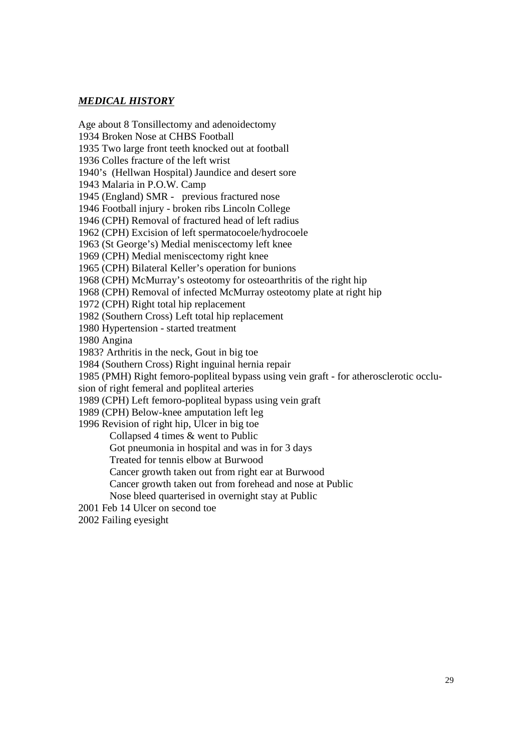## ***MEDICAL HISTORY***

Age about 8 Tonsillectomy and adenoidectomy
1934 Broken Nose at CHBS Football
1935 Two large front teeth knocked out at football
1936 Colles fracture of the left wrist
1940's (Hellwan Hospital) Jaundice and desert sore
1943 Malaria in P.O.W. Camp
1945 (England) SMR - previous fractured nose
1946 Football injury - broken ribs Lincoln College
1946 (CPH) Removal of fractured head of left radius
1962 (CPH) Excision of left spermatocoele/hydrocoele
1963 (St George's) Medial meniscectomy left knee
1969 (CPH) Medial meniscectomy right knee
1965 (CPH) Bilateral Keller's operation for bunions
1968 (CPH) McMurray's osteotomy for osteoarthritis of the right hip
1968 (CPH) Removal of infected McMurray osteotomy plate at right hip
1972 (CPH) Right total hip replacement
1982 (Southern Cross) Left total hip replacement
1980 Hypertension - started treatment
1980 Angina
1983? Arthritis in the neck, Gout in big toe
1984 (Southern Cross) Right inguinal hernia repair
1985 (PMH) Right femoro-popliteal bypass using vein graft - for atherosclerotic occlusion of right femeral and popliteal arteries
1989 (CPH) Left femoro-popliteal bypass using vein graft
1989 (CPH) Below-knee amputation left leg
1996 Revision of right hip, Ulcer in big toe

Collapsed 4 times & went to Public
Got pneumonia in hospital and was in for 3 days
Treated for tennis elbow at Burwood
Cancer growth taken out from right ear at Burwood
Cancer growth taken out from forehead and nose at Public
Nose bleed quarterised in overnight stay at Public

2001 Feb 14 Ulcer on second toe
2002 Failing eyesight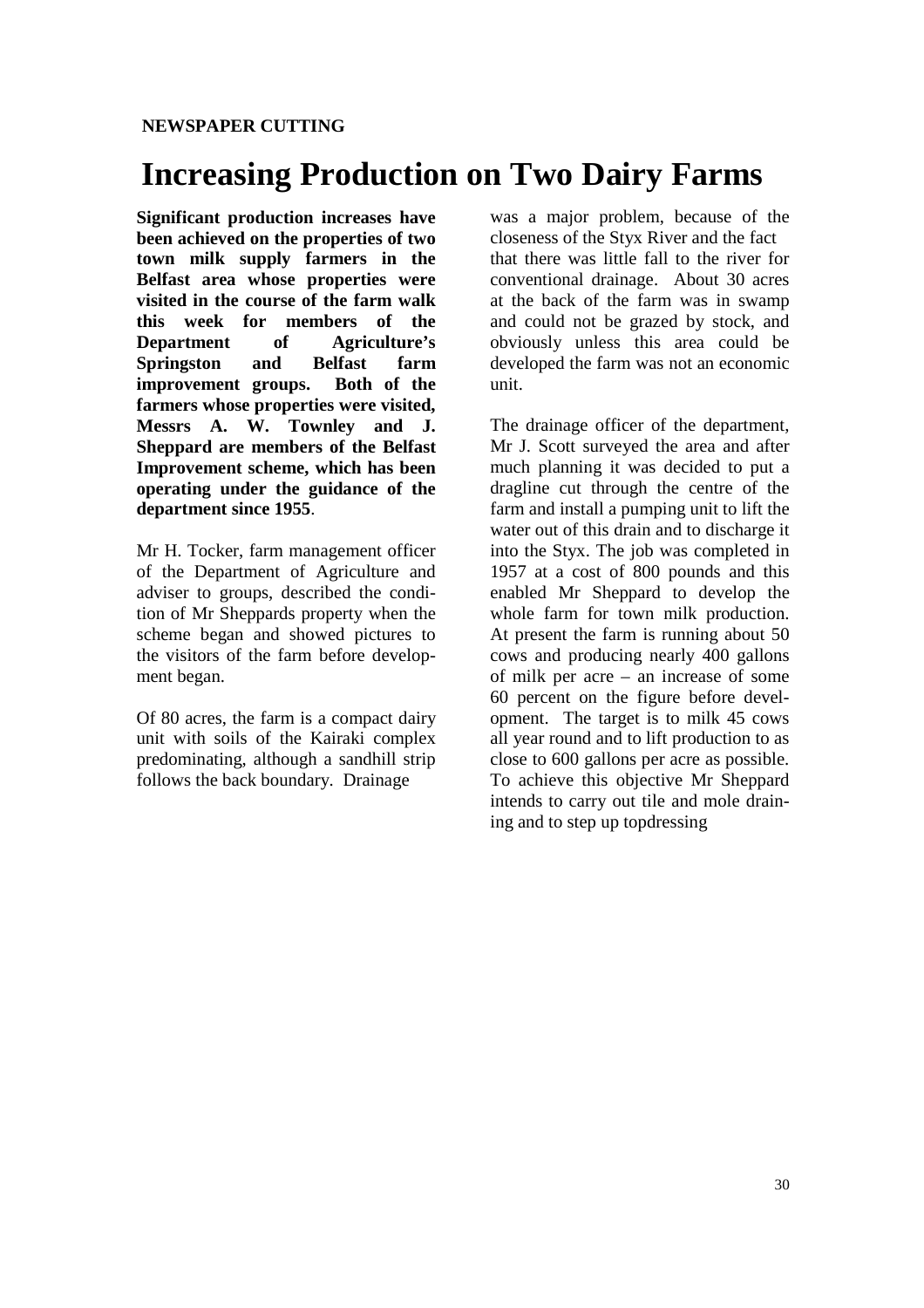**NEWSPAPER CUTTING**

# Increasing Production on Two Dairy Farms

**Significant production increases have been achieved on the properties of two town milk supply farmers in the Belfast area whose properties were visited in the course of the farm walk this week for members of the Department of Agriculture's Springston and Belfast farm improvement groups. Both of the farmers whose properties were visited, Messrs A. W. Townley and J. Sheppard are members of the Belfast Improvement scheme, which has been operating under the guidance of the department since 1955**.

Mr H. Tocker, farm management officer of the Department of Agriculture and adviser to groups, described the condition of Mr Sheppards property when the scheme began and showed pictures to the visitors of the farm before development began.

Of 80 acres, the farm is a compact dairy unit with soils of the Kairaki complex predominating, although a sandhill strip follows the back boundary. Drainage was a major problem, because of the closeness of the Styx River and the fact that there was little fall to the river for conventional drainage. About 30 acres at the back of the farm was in swamp and could not be grazed by stock, and obviously unless this area could be developed the farm was not an economic unit.

The drainage officer of the department, Mr J. Scott surveyed the area and after much planning it was decided to put a dragline cut through the centre of the farm and install a pumping unit to lift the water out of this drain and to discharge it into the Styx. The job was completed in 1957 at a cost of 800 pounds and this enabled Mr Sheppard to develop the whole farm for town milk production. At present the farm is running about 50 cows and producing nearly 400 gallons of milk per acre – an increase of some 60 percent on the figure before development. The target is to milk 45 cows all year round and to lift production to as close to 600 gallons per acre as possible. To achieve this objective Mr Sheppard intends to carry out tile and mole draining and to step up topdressing